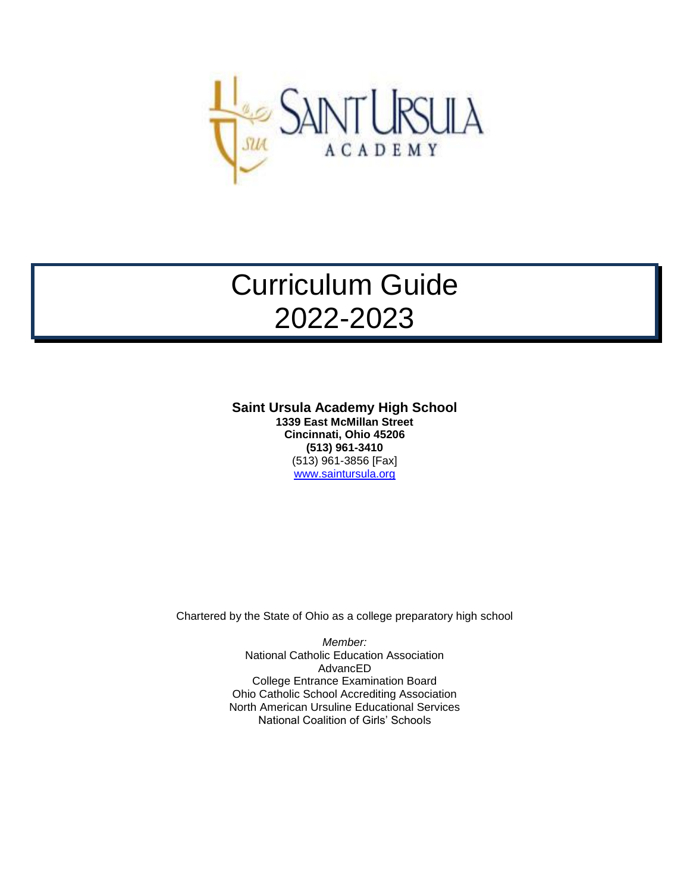SAINT URSULA ACADEMY

# Curriculum Guide
# 2022-2023

**Saint Ursula Academy High School**
**1339 East McMillan Street**
**Cincinnati, Ohio 45206**
**(513) 961-3410**
(513) 961-3856 [Fax]
www.saintursula.org

Chartered by the State of Ohio as a college preparatory high school

*Member:*
National Catholic Education Association
AdvancED
College Entrance Examination Board
Ohio Catholic School Accrediting Association
North American Ursuline Educational Services
National Coalition of Girls' Schools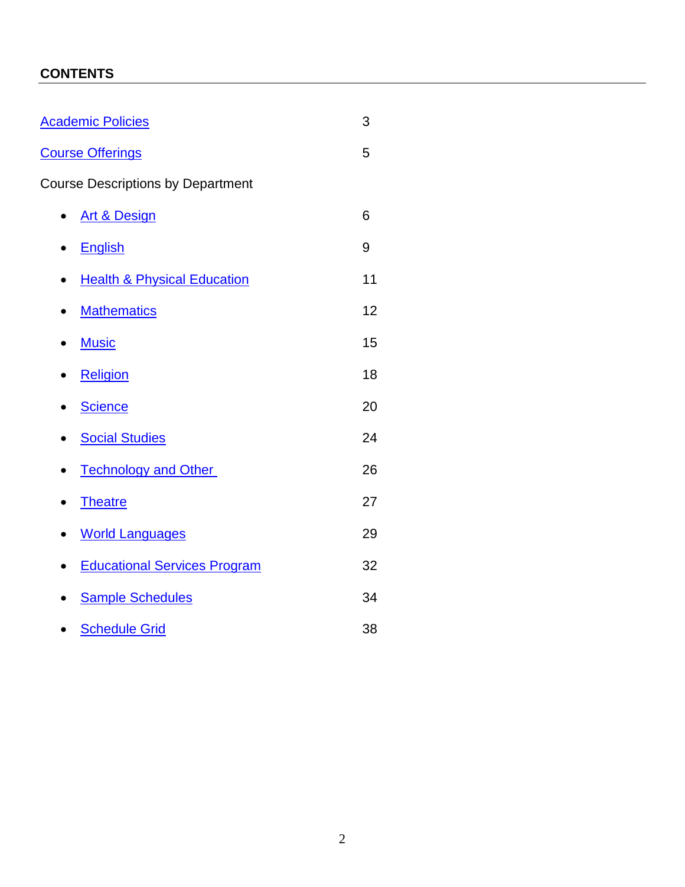## CONTENTS

| | |
|---|---|
| Academic Policies | 3 |
| Course Offerings | 5 |
| Course Descriptions by Department | |
| • Art & Design | 6 |
| • English | 9 |
| • Health & Physical Education | 11 |
| • Mathematics | 12 |
| • Music | 15 |
| • Religion | 18 |
| • Science | 20 |
| • Social Studies | 24 |
| • Technology and Other | 26 |
| • Theatre | 27 |
| • World Languages | 29 |
| • Educational Services Program | 32 |
| • Sample Schedules | 34 |
| • Schedule Grid | 38 |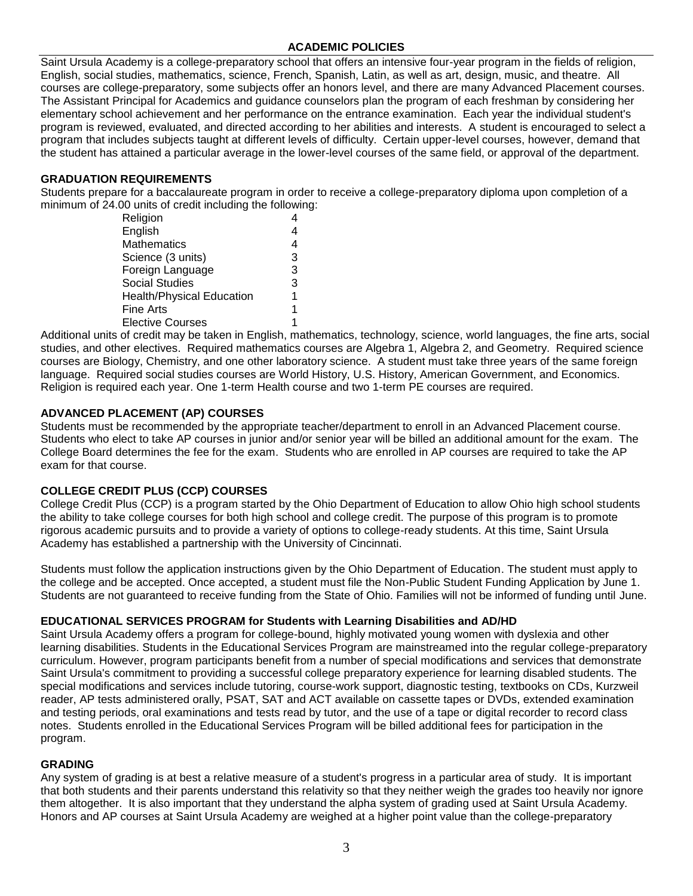## ACADEMIC POLICIES

Saint Ursula Academy is a college-preparatory school that offers an intensive four-year program in the fields of religion, English, social studies, mathematics, science, French, Spanish, Latin, as well as art, design, music, and theatre. All courses are college-preparatory, some subjects offer an honors level, and there are many Advanced Placement courses. The Assistant Principal for Academics and guidance counselors plan the program of each freshman by considering her elementary school achievement and her performance on the entrance examination. Each year the individual student's program is reviewed, evaluated, and directed according to her abilities and interests. A student is encouraged to select a program that includes subjects taught at different levels of difficulty. Certain upper-level courses, however, demand that the student has attained a particular average in the lower-level courses of the same field, or approval of the department.

### GRADUATION REQUIREMENTS

Students prepare for a baccalaureate program in order to receive a college-preparatory diploma upon completion of a minimum of 24.00 units of credit including the following:

| | |
|---|---|
| Religion | 4 |
| English | 4 |
| Mathematics | 4 |
| Science (3 units) | 3 |
| Foreign Language | 3 |
| Social Studies | 3 |
| Health/Physical Education | 1 |
| Fine Arts | 1 |
| Elective Courses | 1 |

Additional units of credit may be taken in English, mathematics, technology, science, world languages, the fine arts, social studies, and other electives. Required mathematics courses are Algebra 1, Algebra 2, and Geometry. Required science courses are Biology, Chemistry, and one other laboratory science. A student must take three years of the same foreign language. Required social studies courses are World History, U.S. History, American Government, and Economics. Religion is required each year. One 1-term Health course and two 1-term PE courses are required.

### ADVANCED PLACEMENT (AP) COURSES

Students must be recommended by the appropriate teacher/department to enroll in an Advanced Placement course. Students who elect to take AP courses in junior and/or senior year will be billed an additional amount for the exam. The College Board determines the fee for the exam. Students who are enrolled in AP courses are required to take the AP exam for that course.

### COLLEGE CREDIT PLUS (CCP) COURSES

College Credit Plus (CCP) is a program started by the Ohio Department of Education to allow Ohio high school students the ability to take college courses for both high school and college credit. The purpose of this program is to promote rigorous academic pursuits and to provide a variety of options to college-ready students. At this time, Saint Ursula Academy has established a partnership with the University of Cincinnati.

Students must follow the application instructions given by the Ohio Department of Education. The student must apply to the college and be accepted. Once accepted, a student must file the Non-Public Student Funding Application by June 1. Students are not guaranteed to receive funding from the State of Ohio. Families will not be informed of funding until June.

### EDUCATIONAL SERVICES PROGRAM for Students with Learning Disabilities and AD/HD

Saint Ursula Academy offers a program for college-bound, highly motivated young women with dyslexia and other learning disabilities. Students in the Educational Services Program are mainstreamed into the regular college-preparatory curriculum. However, program participants benefit from a number of special modifications and services that demonstrate Saint Ursula's commitment to providing a successful college preparatory experience for learning disabled students. The special modifications and services include tutoring, course-work support, diagnostic testing, textbooks on CDs, Kurzweil reader, AP tests administered orally, PSAT, SAT and ACT available on cassette tapes or DVDs, extended examination and testing periods, oral examinations and tests read by tutor, and the use of a tape or digital recorder to record class notes. Students enrolled in the Educational Services Program will be billed additional fees for participation in the program.

### GRADING

Any system of grading is at best a relative measure of a student's progress in a particular area of study. It is important that both students and their parents understand this relativity so that they neither weigh the grades too heavily nor ignore them altogether. It is also important that they understand the alpha system of grading used at Saint Ursula Academy. Honors and AP courses at Saint Ursula Academy are weighed at a higher point value than the college-preparatory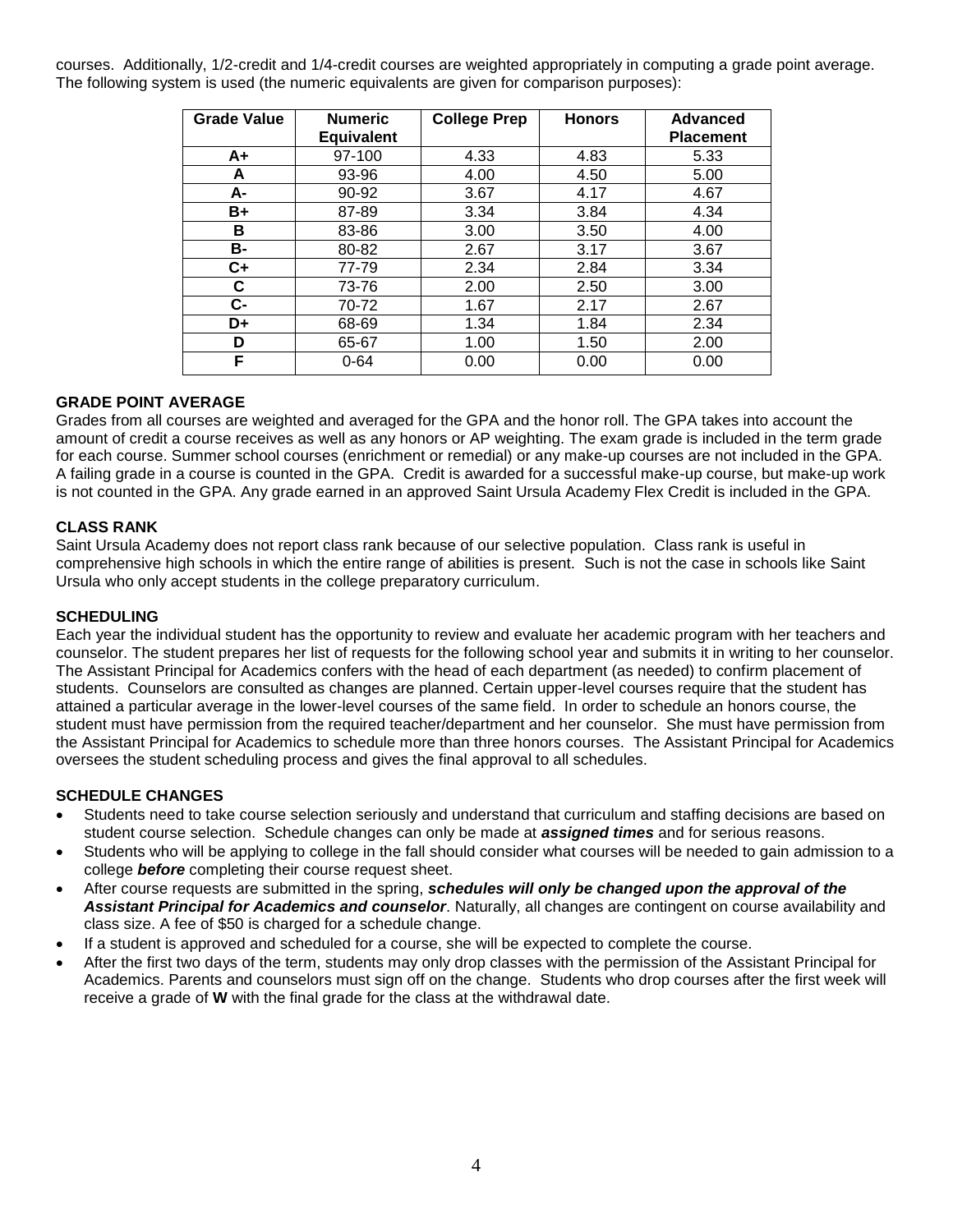courses. Additionally, 1/2-credit and 1/4-credit courses are weighted appropriately in computing a grade point average. The following system is used (the numeric equivalents are given for comparison purposes):

| Grade Value | Numeric Equivalent | College Prep | Honors | Advanced Placement |
|---|---|---|---|---|
| A+ | 97-100 | 4.33 | 4.83 | 5.33 |
| A | 93-96 | 4.00 | 4.50 | 5.00 |
| A- | 90-92 | 3.67 | 4.17 | 4.67 |
| B+ | 87-89 | 3.34 | 3.84 | 4.34 |
| B | 83-86 | 3.00 | 3.50 | 4.00 |
| B- | 80-82 | 2.67 | 3.17 | 3.67 |
| C+ | 77-79 | 2.34 | 2.84 | 3.34 |
| C | 73-76 | 2.00 | 2.50 | 3.00 |
| C- | 70-72 | 1.67 | 2.17 | 2.67 |
| D+ | 68-69 | 1.34 | 1.84 | 2.34 |
| D | 65-67 | 1.00 | 1.50 | 2.00 |
| F | 0-64 | 0.00 | 0.00 | 0.00 |

## GRADE POINT AVERAGE

Grades from all courses are weighted and averaged for the GPA and the honor roll. The GPA takes into account the amount of credit a course receives as well as any honors or AP weighting. The exam grade is included in the term grade for each course. Summer school courses (enrichment or remedial) or any make-up courses are not included in the GPA. A failing grade in a course is counted in the GPA. Credit is awarded for a successful make-up course, but make-up work is not counted in the GPA. Any grade earned in an approved Saint Ursula Academy Flex Credit is included in the GPA.

## CLASS RANK

Saint Ursula Academy does not report class rank because of our selective population. Class rank is useful in comprehensive high schools in which the entire range of abilities is present. Such is not the case in schools like Saint Ursula who only accept students in the college preparatory curriculum.

## SCHEDULING

Each year the individual student has the opportunity to review and evaluate her academic program with her teachers and counselor. The student prepares her list of requests for the following school year and submits it in writing to her counselor. The Assistant Principal for Academics confers with the head of each department (as needed) to confirm placement of students. Counselors are consulted as changes are planned. Certain upper-level courses require that the student has attained a particular average in the lower-level courses of the same field. In order to schedule an honors course, the student must have permission from the required teacher/department and her counselor. She must have permission from the Assistant Principal for Academics to schedule more than three honors courses. The Assistant Principal for Academics oversees the student scheduling process and gives the final approval to all schedules.

## SCHEDULE CHANGES

- Students need to take course selection seriously and understand that curriculum and staffing decisions are based on student course selection. Schedule changes can only be made at ***assigned times*** and for serious reasons.
- Students who will be applying to college in the fall should consider what courses will be needed to gain admission to a college ***before*** completing their course request sheet.
- After course requests are submitted in the spring, ***schedules will only be changed upon the approval of the Assistant Principal for Academics and counselor***. Naturally, all changes are contingent on course availability and class size. A fee of $50 is charged for a schedule change.
- If a student is approved and scheduled for a course, she will be expected to complete the course.
- After the first two days of the term, students may only drop classes with the permission of the Assistant Principal for Academics. Parents and counselors must sign off on the change. Students who drop courses after the first week will receive a grade of **W** with the final grade for the class at the withdrawal date.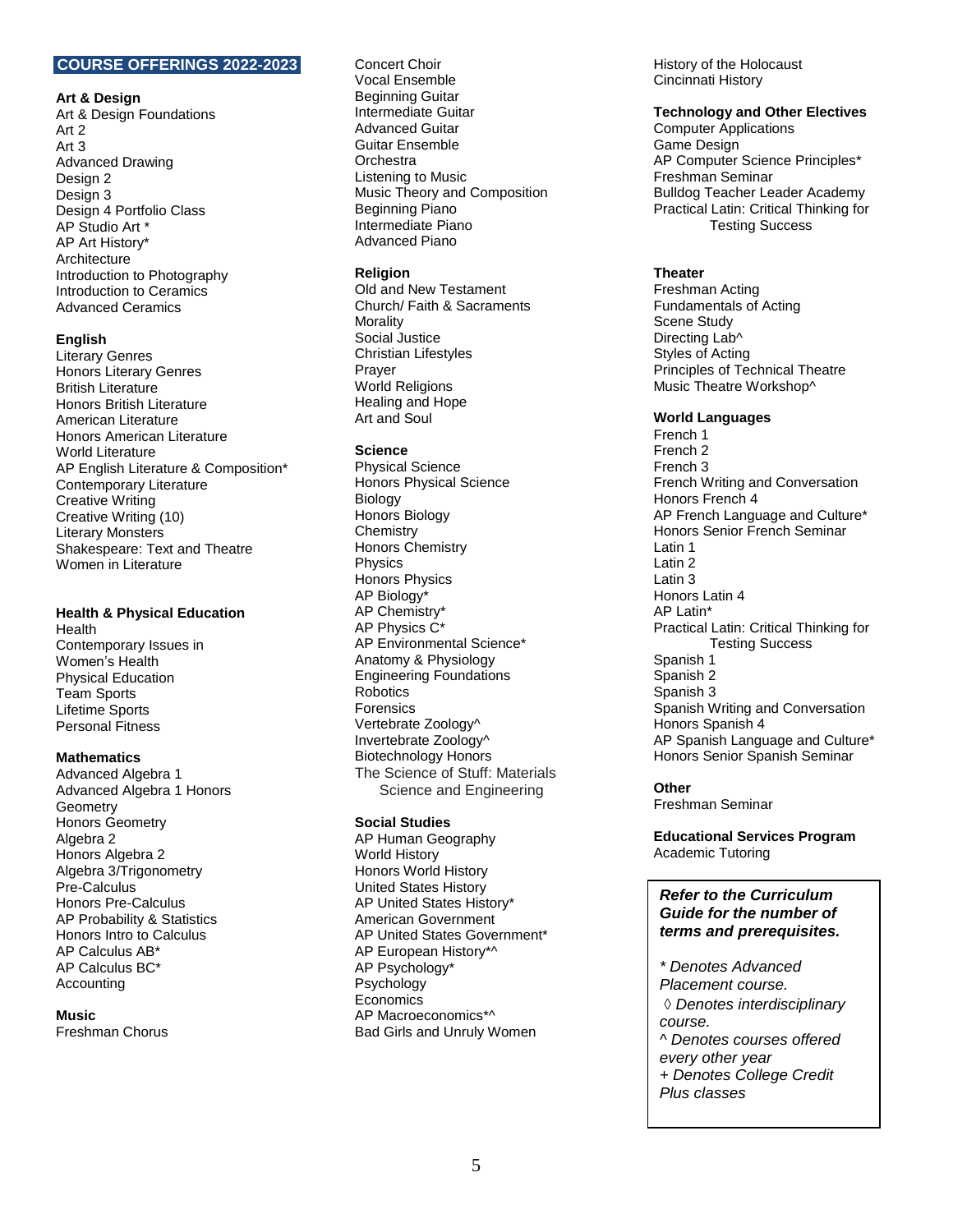## COURSE OFFERINGS 2022-2023

### Art & Design
Art & Design Foundations
Art 2
Art 3
Advanced Drawing
Design 2
Design 3
Design 4 Portfolio Class
AP Studio Art *
AP Art History*
Architecture
Introduction to Photography
Introduction to Ceramics
Advanced Ceramics

### English
Literary Genres
Honors Literary Genres
British Literature
Honors British Literature
American Literature
Honors American Literature
World Literature
AP English Literature & Composition*
Contemporary Literature
Creative Writing
Creative Writing (10)
Literary Monsters
Shakespeare: Text and Theatre
Women in Literature

### Health & Physical Education
Health
Contemporary Issues in Women's Health
Physical Education
Team Sports
Lifetime Sports
Personal Fitness

### Mathematics
Advanced Algebra 1
Advanced Algebra 1 Honors
Geometry
Honors Geometry
Algebra 2
Honors Algebra 2
Algebra 3/Trigonometry
Pre-Calculus
Honors Pre-Calculus
AP Probability & Statistics
Honors Intro to Calculus
AP Calculus AB*
AP Calculus BC*
Accounting

### Music
Freshman Chorus
Concert Choir
Vocal Ensemble
Beginning Guitar
Intermediate Guitar
Advanced Guitar
Guitar Ensemble
Orchestra
Listening to Music
Music Theory and Composition
Beginning Piano
Intermediate Piano
Advanced Piano

### Religion
Old and New Testament
Church/ Faith & Sacraments
Morality
Social Justice
Christian Lifestyles
Prayer
World Religions
Healing and Hope
Art and Soul

### Science
Physical Science
Honors Physical Science
Biology
Honors Biology
Chemistry
Honors Chemistry
Physics
Honors Physics
AP Biology*
AP Chemistry*
AP Physics C*
AP Environmental Science*
Anatomy & Physiology
Engineering Foundations
Robotics
Forensics
Vertebrate Zoology^
Invertebrate Zoology^
Biotechnology Honors
The Science of Stuff: Materials Science and Engineering

### Social Studies
AP Human Geography
World History
Honors World History
United States History
AP United States History*
American Government
AP United States Government*
AP European History*^
AP Psychology*
Psychology
Economics
AP Macroeconomics*^
Bad Girls and Unruly Women
History of the Holocaust
Cincinnati History

### Technology and Other Electives
Computer Applications
Game Design
AP Computer Science Principles*
Freshman Seminar
Bulldog Teacher Leader Academy
Practical Latin: Critical Thinking for Testing Success

### Theater
Freshman Acting
Fundamentals of Acting
Scene Study
Directing Lab^
Styles of Acting
Principles of Technical Theatre
Music Theatre Workshop^

### World Languages
French 1
French 2
French 3
French Writing and Conversation
Honors French 4
AP French Language and Culture*
Honors Senior French Seminar
Latin 1
Latin 2
Latin 3
Honors Latin 4
AP Latin*
Practical Latin: Critical Thinking for Testing Success
Spanish 1
Spanish 2
Spanish 3
Spanish Writing and Conversation
Honors Spanish 4
AP Spanish Language and Culture*
Honors Senior Spanish Seminar

### Other
Freshman Seminar

### Educational Services Program
Academic Tutoring

***Refer to the Curriculum Guide for the number of terms and prerequisites.***

*\* Denotes Advanced Placement course.*
*◊ Denotes interdisciplinary course.*
*^ Denotes courses offered every other year*
*+ Denotes College Credit Plus classes*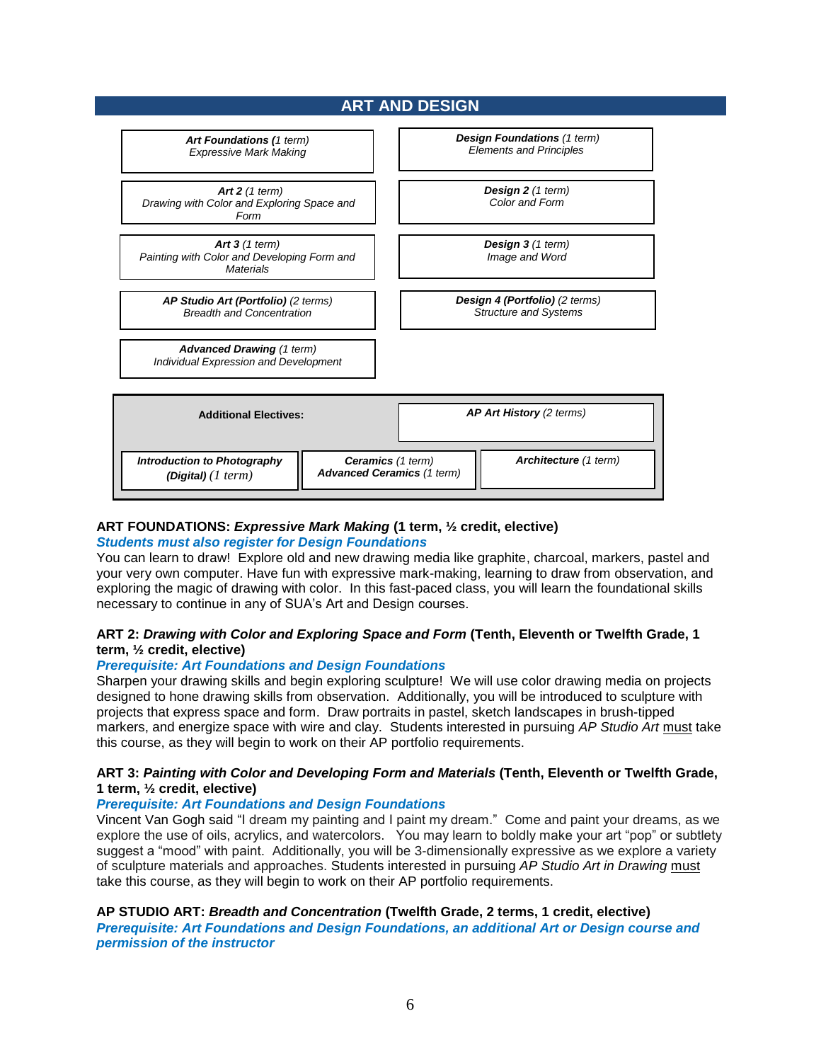## ART AND DESIGN

| Art | Design |
|---|---|
| ***Art Foundations*** *(1 term)*<br>*Expressive Mark Making* | ***Design Foundations*** *(1 term)*<br>*Elements and Principles* |
| ***Art 2*** *(1 term)*<br>*Drawing with Color and Exploring Space and Form* | ***Design 2*** *(1 term)*<br>*Color and Form* |
| ***Art 3*** *(1 term)*<br>*Painting with Color and Developing Form and Materials* | ***Design 3*** *(1 term)*<br>*Image and Word* |
| ***AP Studio Art (Portfolio)*** *(2 terms)*<br>*Breadth and Concentration* | ***Design 4 (Portfolio)*** *(2 terms)*<br>*Structure and Systems* |
| ***Advanced Drawing*** *(1 term)*<br>*Individual Expression and Development* | |

**Additional Electives:**

| | | |
|---|---|---|
| ***AP Art History*** *(2 terms)* | | |
| ***Introduction to Photography (Digital)*** *(1 term)* | ***Ceramics*** *(1 term)*<br>***Advanced Ceramics*** *(1 term)* | ***Architecture*** *(1 term)* |

**ART FOUNDATIONS: *Expressive Mark Making* (1 term, ½ credit, elective)**
***Students must also register for Design Foundations***

You can learn to draw! Explore old and new drawing media like graphite, charcoal, markers, pastel and your very own computer. Have fun with expressive mark-making, learning to draw from observation, and exploring the magic of drawing with color. In this fast-paced class, you will learn the foundational skills necessary to continue in any of SUA's Art and Design courses.

**ART 2: *Drawing with Color and Exploring Space and Form* (Tenth, Eleventh or Twelfth Grade, 1 term, ½ credit, elective)**
***Prerequisite: Art Foundations and Design Foundations***

Sharpen your drawing skills and begin exploring sculpture! We will use color drawing media on projects designed to hone drawing skills from observation. Additionally, you will be introduced to sculpture with projects that express space and form. Draw portraits in pastel, sketch landscapes in brush-tipped markers, and energize space with wire and clay. Students interested in pursuing *AP Studio Art* must take this course, as they will begin to work on their AP portfolio requirements.

**ART 3: *Painting with Color and Developing Form and Materials* (Tenth, Eleventh or Twelfth Grade, 1 term, ½ credit, elective)**
***Prerequisite: Art Foundations and Design Foundations***

Vincent Van Gogh said "I dream my painting and I paint my dream." Come and paint your dreams, as we explore the use of oils, acrylics, and watercolors. You may learn to boldly make your art "pop" or subtlety suggest a "mood" with paint. Additionally, you will be 3-dimensionally expressive as we explore a variety of sculpture materials and approaches. Students interested in pursuing *AP Studio Art in Drawing* must take this course, as they will begin to work on their AP portfolio requirements.

**AP STUDIO ART: *Breadth and Concentration* (Twelfth Grade, 2 terms, 1 credit, elective)**
***Prerequisite: Art Foundations and Design Foundations, an additional Art or Design course and permission of the instructor***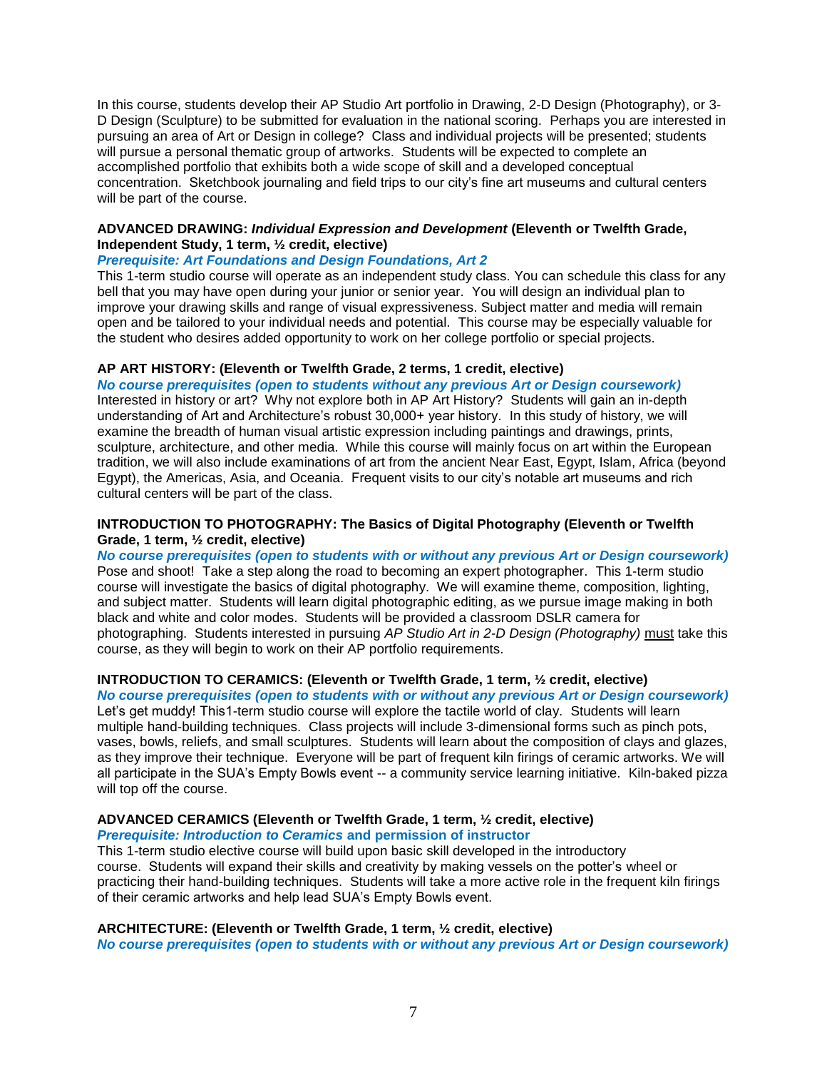In this course, students develop their AP Studio Art portfolio in Drawing, 2-D Design (Photography), or 3-D Design (Sculpture) to be submitted for evaluation in the national scoring. Perhaps you are interested in pursuing an area of Art or Design in college? Class and individual projects will be presented; students will pursue a personal thematic group of artworks. Students will be expected to complete an accomplished portfolio that exhibits both a wide scope of skill and a developed conceptual concentration. Sketchbook journaling and field trips to our city's fine art museums and cultural centers will be part of the course.

**ADVANCED DRAWING: *Individual Expression and Development* (Eleventh or Twelfth Grade, Independent Study, 1 term, ½ credit, elective)**

***Prerequisite: Art Foundations and Design Foundations, Art 2***

This 1-term studio course will operate as an independent study class. You can schedule this class for any bell that you may have open during your junior or senior year. You will design an individual plan to improve your drawing skills and range of visual expressiveness. Subject matter and media will remain open and be tailored to your individual needs and potential. This course may be especially valuable for the student who desires added opportunity to work on her college portfolio or special projects.

**AP ART HISTORY: (Eleventh or Twelfth Grade, 2 terms, 1 credit, elective)**

***No course prerequisites (open to students without any previous Art or Design coursework)***

Interested in history or art? Why not explore both in AP Art History? Students will gain an in-depth understanding of Art and Architecture's robust 30,000+ year history. In this study of history, we will examine the breadth of human visual artistic expression including paintings and drawings, prints, sculpture, architecture, and other media. While this course will mainly focus on art within the European tradition, we will also include examinations of art from the ancient Near East, Egypt, Islam, Africa (beyond Egypt), the Americas, Asia, and Oceania. Frequent visits to our city's notable art museums and rich cultural centers will be part of the class.

**INTRODUCTION TO PHOTOGRAPHY: The Basics of Digital Photography (Eleventh or Twelfth Grade, 1 term, ½ credit, elective)**

***No course prerequisites (open to students with or without any previous Art or Design coursework)***

Pose and shoot! Take a step along the road to becoming an expert photographer. This 1-term studio course will investigate the basics of digital photography. We will examine theme, composition, lighting, and subject matter. Students will learn digital photographic editing, as we pursue image making in both black and white and color modes. Students will be provided a classroom DSLR camera for photographing. Students interested in pursuing *AP Studio Art in 2-D Design (Photography)* <u>must</u> take this course, as they will begin to work on their AP portfolio requirements.

**INTRODUCTION TO CERAMICS: (Eleventh or Twelfth Grade, 1 term, ½ credit, elective)**

***No course prerequisites (open to students with or without any previous Art or Design coursework)***

Let's get muddy! This1-term studio course will explore the tactile world of clay. Students will learn multiple hand-building techniques. Class projects will include 3-dimensional forms such as pinch pots, vases, bowls, reliefs, and small sculptures. Students will learn about the composition of clays and glazes, as they improve their technique. Everyone will be part of frequent kiln firings of ceramic artworks. We will all participate in the SUA's Empty Bowls event -- a community service learning initiative. Kiln-baked pizza will top off the course.

**ADVANCED CERAMICS (Eleventh or Twelfth Grade, 1 term, ½ credit, elective)**

***Prerequisite: Introduction to Ceramics* and permission of instructor**

This 1-term studio elective course will build upon basic skill developed in the introductory course. Students will expand their skills and creativity by making vessels on the potter's wheel or practicing their hand-building techniques. Students will take a more active role in the frequent kiln firings of their ceramic artworks and help lead SUA's Empty Bowls event.

**ARCHITECTURE: (Eleventh or Twelfth Grade, 1 term, ½ credit, elective)**

***No course prerequisites (open to students with or without any previous Art or Design coursework)***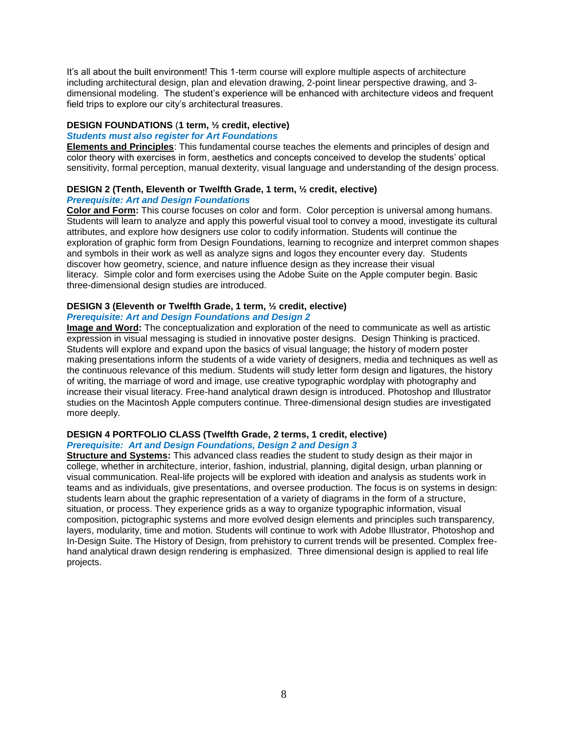It's all about the built environment! This 1-term course will explore multiple aspects of architecture including architectural design, plan and elevation drawing, 2-point linear perspective drawing, and 3-dimensional modeling. The student's experience will be enhanced with architecture videos and frequent field trips to explore our city's architectural treasures.

**DESIGN FOUNDATIONS** (**1 term, ½ credit, elective)**
***Students must also register for Art Foundations***
**Elements and Principles**: This fundamental course teaches the elements and principles of design and color theory with exercises in form, aesthetics and concepts conceived to develop the students' optical sensitivity, formal perception, manual dexterity, visual language and understanding of the design process.

**DESIGN 2 (Tenth, Eleventh or Twelfth Grade, 1 term, ½ credit, elective)**
***Prerequisite: Art and Design Foundations***
**Color and Form:** This course focuses on color and form. Color perception is universal among humans. Students will learn to analyze and apply this powerful visual tool to convey a mood, investigate its cultural attributes, and explore how designers use color to codify information. Students will continue the exploration of graphic form from Design Foundations, learning to recognize and interpret common shapes and symbols in their work as well as analyze signs and logos they encounter every day. Students discover how geometry, science, and nature influence design as they increase their visual literacy. Simple color and form exercises using the Adobe Suite on the Apple computer begin. Basic three-dimensional design studies are introduced.

**DESIGN 3 (Eleventh or Twelfth Grade, 1 term, ½ credit, elective)**
***Prerequisite: Art and Design Foundations and Design 2***
**Image and Word:** The conceptualization and exploration of the need to communicate as well as artistic expression in visual messaging is studied in innovative poster designs. Design Thinking is practiced. Students will explore and expand upon the basics of visual language; the history of modern poster making presentations inform the students of a wide variety of designers, media and techniques as well as the continuous relevance of this medium. Students will study letter form design and ligatures, the history of writing, the marriage of word and image, use creative typographic wordplay with photography and increase their visual literacy. Free-hand analytical drawn design is introduced. Photoshop and Illustrator studies on the Macintosh Apple computers continue. Three-dimensional design studies are investigated more deeply.

**DESIGN 4 PORTFOLIO CLASS (Twelfth Grade, 2 terms, 1 credit, elective)**
***Prerequisite: Art and Design Foundations, Design 2 and Design 3***
**Structure and Systems:** This advanced class readies the student to study design as their major in college, whether in architecture, interior, fashion, industrial, planning, digital design, urban planning or visual communication. Real-life projects will be explored with ideation and analysis as students work in teams and as individuals, give presentations, and oversee production. The focus is on systems in design: students learn about the graphic representation of a variety of diagrams in the form of a structure, situation, or process. They experience grids as a way to organize typographic information, visual composition, pictographic systems and more evolved design elements and principles such transparency, layers, modularity, time and motion. Students will continue to work with Adobe Illustrator, Photoshop and In-Design Suite. The History of Design, from prehistory to current trends will be presented. Complex free-hand analytical drawn design rendering is emphasized. Three dimensional design is applied to real life projects.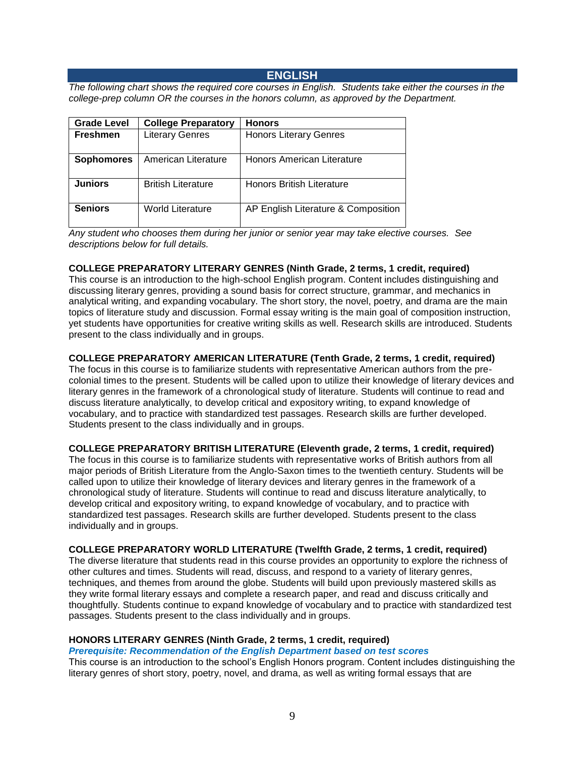## ENGLISH

*The following chart shows the required core courses in English. Students take either the courses in the college-prep column OR the courses in the honors column, as approved by the Department.*

| Grade Level | College Preparatory | Honors |
|---|---|---|
| **Freshmen** | Literary Genres | Honors Literary Genres |
| **Sophomores** | American Literature | Honors American Literature |
| **Juniors** | British Literature | Honors British Literature |
| **Seniors** | World Literature | AP English Literature & Composition |

*Any student who chooses them during her junior or senior year may take elective courses. See descriptions below for full details.*

**COLLEGE PREPARATORY LITERARY GENRES (Ninth Grade, 2 terms, 1 credit, required)**

This course is an introduction to the high-school English program. Content includes distinguishing and discussing literary genres, providing a sound basis for correct structure, grammar, and mechanics in analytical writing, and expanding vocabulary. The short story, the novel, poetry, and drama are the main topics of literature study and discussion. Formal essay writing is the main goal of composition instruction, yet students have opportunities for creative writing skills as well. Research skills are introduced. Students present to the class individually and in groups.

**COLLEGE PREPARATORY AMERICAN LITERATURE (Tenth Grade, 2 terms, 1 credit, required)**

The focus in this course is to familiarize students with representative American authors from the pre-colonial times to the present. Students will be called upon to utilize their knowledge of literary devices and literary genres in the framework of a chronological study of literature. Students will continue to read and discuss literature analytically, to develop critical and expository writing, to expand knowledge of vocabulary, and to practice with standardized test passages. Research skills are further developed. Students present to the class individually and in groups.

**COLLEGE PREPARATORY BRITISH LITERATURE (Eleventh grade, 2 terms, 1 credit, required)**

The focus in this course is to familiarize students with representative works of British authors from all major periods of British Literature from the Anglo-Saxon times to the twentieth century. Students will be called upon to utilize their knowledge of literary devices and literary genres in the framework of a chronological study of literature. Students will continue to read and discuss literature analytically, to develop critical and expository writing, to expand knowledge of vocabulary, and to practice with standardized test passages. Research skills are further developed. Students present to the class individually and in groups.

**COLLEGE PREPARATORY WORLD LITERATURE (Twelfth Grade, 2 terms, 1 credit, required)**

The diverse literature that students read in this course provides an opportunity to explore the richness of other cultures and times. Students will read, discuss, and respond to a variety of literary genres, techniques, and themes from around the globe. Students will build upon previously mastered skills as they write formal literary essays and complete a research paper, and read and discuss critically and thoughtfully. Students continue to expand knowledge of vocabulary and to practice with standardized test passages. Students present to the class individually and in groups.

**HONORS LITERARY GENRES (Ninth Grade, 2 terms, 1 credit, required)**

***Prerequisite: Recommendation of the English Department based on test scores***

This course is an introduction to the school's English Honors program. Content includes distinguishing the literary genres of short story, poetry, novel, and drama, as well as writing formal essays that are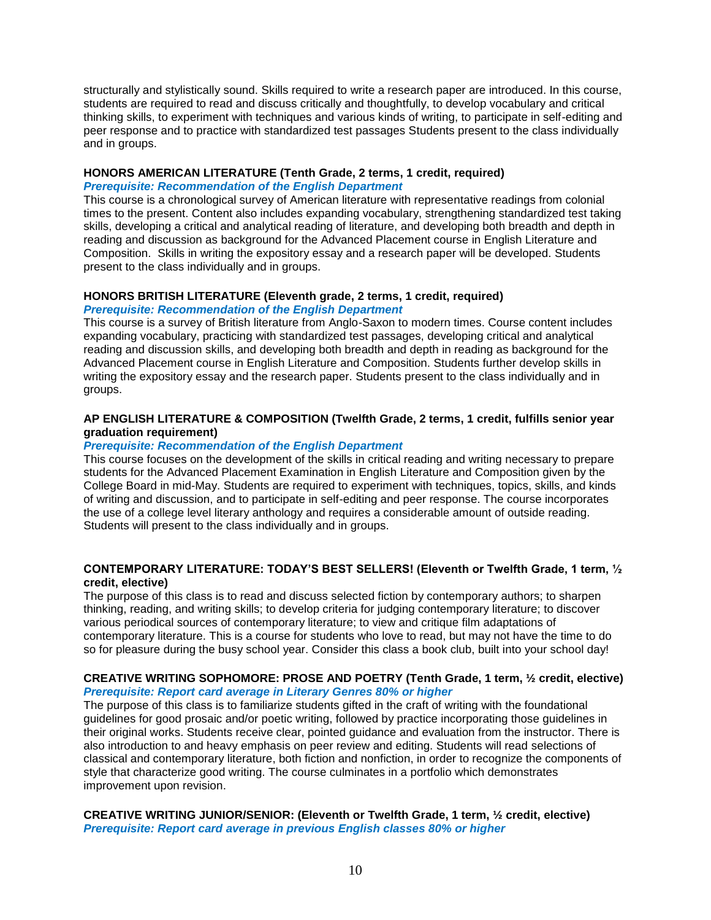structurally and stylistically sound. Skills required to write a research paper are introduced. In this course, students are required to read and discuss critically and thoughtfully, to develop vocabulary and critical thinking skills, to experiment with techniques and various kinds of writing, to participate in self-editing and peer response and to practice with standardized test passages Students present to the class individually and in groups.

**HONORS AMERICAN LITERATURE (Tenth Grade, 2 terms, 1 credit, required)**

***Prerequisite: Recommendation of the English Department***

This course is a chronological survey of American literature with representative readings from colonial times to the present. Content also includes expanding vocabulary, strengthening standardized test taking skills, developing a critical and analytical reading of literature, and developing both breadth and depth in reading and discussion as background for the Advanced Placement course in English Literature and Composition. Skills in writing the expository essay and a research paper will be developed. Students present to the class individually and in groups.

**HONORS BRITISH LITERATURE (Eleventh grade, 2 terms, 1 credit, required)**

***Prerequisite: Recommendation of the English Department***

This course is a survey of British literature from Anglo-Saxon to modern times. Course content includes expanding vocabulary, practicing with standardized test passages, developing critical and analytical reading and discussion skills, and developing both breadth and depth in reading as background for the Advanced Placement course in English Literature and Composition. Students further develop skills in writing the expository essay and the research paper. Students present to the class individually and in groups.

**AP ENGLISH LITERATURE & COMPOSITION (Twelfth Grade, 2 terms, 1 credit, fulfills senior year graduation requirement)**

***Prerequisite: Recommendation of the English Department***

This course focuses on the development of the skills in critical reading and writing necessary to prepare students for the Advanced Placement Examination in English Literature and Composition given by the College Board in mid-May. Students are required to experiment with techniques, topics, skills, and kinds of writing and discussion, and to participate in self-editing and peer response. The course incorporates the use of a college level literary anthology and requires a considerable amount of outside reading. Students will present to the class individually and in groups.

**CONTEMPORARY LITERATURE: TODAY'S BEST SELLERS! (Eleventh or Twelfth Grade, 1 term, ½ credit, elective)**

The purpose of this class is to read and discuss selected fiction by contemporary authors; to sharpen thinking, reading, and writing skills; to develop criteria for judging contemporary literature; to discover various periodical sources of contemporary literature; to view and critique film adaptations of contemporary literature. This is a course for students who love to read, but may not have the time to do so for pleasure during the busy school year. Consider this class a book club, built into your school day!

**CREATIVE WRITING SOPHOMORE: PROSE AND POETRY (Tenth Grade, 1 term, ½ credit, elective)**

***Prerequisite: Report card average in Literary Genres 80% or higher***

The purpose of this class is to familiarize students gifted in the craft of writing with the foundational guidelines for good prosaic and/or poetic writing, followed by practice incorporating those guidelines in their original works. Students receive clear, pointed guidance and evaluation from the instructor. There is also introduction to and heavy emphasis on peer review and editing. Students will read selections of classical and contemporary literature, both fiction and nonfiction, in order to recognize the components of style that characterize good writing. The course culminates in a portfolio which demonstrates improvement upon revision.

**CREATIVE WRITING JUNIOR/SENIOR: (Eleventh or Twelfth Grade, 1 term, ½ credit, elective)**

***Prerequisite: Report card average in previous English classes 80% or higher***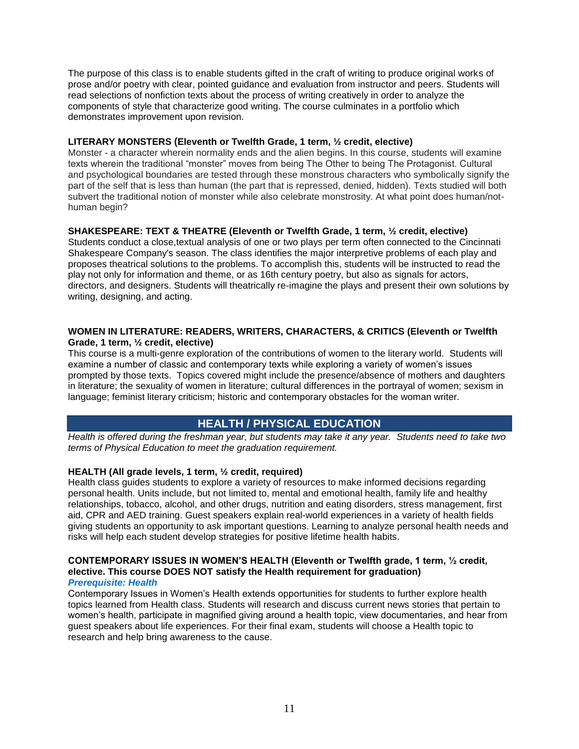The purpose of this class is to enable students gifted in the craft of writing to produce original works of prose and/or poetry with clear, pointed guidance and evaluation from instructor and peers. Students will read selections of nonfiction texts about the process of writing creatively in order to analyze the components of style that characterize good writing. The course culminates in a portfolio which demonstrates improvement upon revision.

**LITERARY MONSTERS (Eleventh or Twelfth Grade, 1 term, ½ credit, elective)**
Monster - a character wherein normality ends and the alien begins. In this course, students will examine texts wherein the traditional "monster" moves from being The Other to being The Protagonist. Cultural and psychological boundaries are tested through these monstrous characters who symbolically signify the part of the self that is less than human (the part that is repressed, denied, hidden). Texts studied will both subvert the traditional notion of monster while also celebrate monstrosity. At what point does human/not-human begin?

**SHAKESPEARE: TEXT & THEATRE (Eleventh or Twelfth Grade, 1 term, ½ credit, elective)**
Students conduct a close,textual analysis of one or two plays per term often connected to the Cincinnati Shakespeare Company's season. The class identifies the major interpretive problems of each play and proposes theatrical solutions to the problems. To accomplish this, students will be instructed to read the play not only for information and theme, or as 16th century poetry, but also as signals for actors, directors, and designers. Students will theatrically re-imagine the plays and present their own solutions by writing, designing, and acting.

**WOMEN IN LITERATURE: READERS, WRITERS, CHARACTERS, & CRITICS (Eleventh or Twelfth Grade, 1 term, ½ credit, elective)**
This course is a multi-genre exploration of the contributions of women to the literary world. Students will examine a number of classic and contemporary texts while exploring a variety of women's issues prompted by those texts. Topics covered might include the presence/absence of mothers and daughters in literature; the sexuality of women in literature; cultural differences in the portrayal of women; sexism in language; feminist literary criticism; historic and contemporary obstacles for the woman writer.

## HEALTH / PHYSICAL EDUCATION

*Health is offered during the freshman year, but students may take it any year. Students need to take two terms of Physical Education to meet the graduation requirement.*

**HEALTH (All grade levels, 1 term, ½ credit, required)**
Health class guides students to explore a variety of resources to make informed decisions regarding personal health. Units include, but not limited to, mental and emotional health, family life and healthy relationships, tobacco, alcohol, and other drugs, nutrition and eating disorders, stress management, first aid, CPR and AED training. Guest speakers explain real-world experiences in a variety of health fields giving students an opportunity to ask important questions. Learning to analyze personal health needs and risks will help each student develop strategies for positive lifetime health habits.

**CONTEMPORARY ISSUES IN WOMEN'S HEALTH (Eleventh or Twelfth grade, 1 term, ½ credit, elective. This course DOES NOT satisfy the Health requirement for graduation)**
***Prerequisite: Health***
Contemporary Issues in Women's Health extends opportunities for students to further explore health topics learned from Health class. Students will research and discuss current news stories that pertain to women's health, participate in magnified giving around a health topic, view documentaries, and hear from guest speakers about life experiences. For their final exam, students will choose a Health topic to research and help bring awareness to the cause.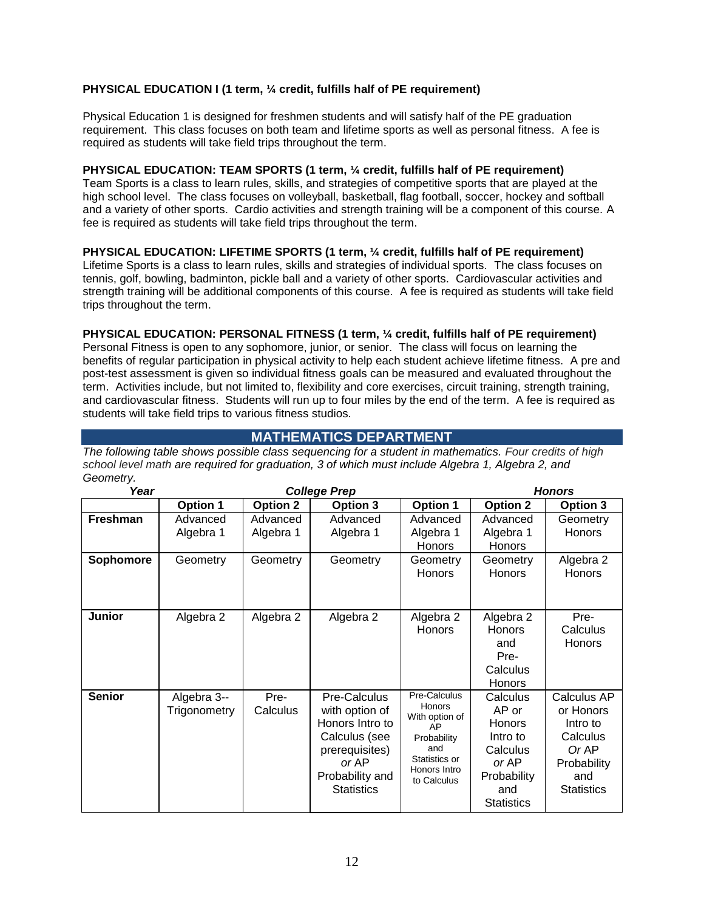**PHYSICAL EDUCATION I (1 term, ¼ credit, fulfills half of PE requirement)**

Physical Education 1 is designed for freshmen students and will satisfy half of the PE graduation requirement. This class focuses on both team and lifetime sports as well as personal fitness. A fee is required as students will take field trips throughout the term.

**PHYSICAL EDUCATION: TEAM SPORTS (1 term, ¼ credit, fulfills half of PE requirement)**
Team Sports is a class to learn rules, skills, and strategies of competitive sports that are played at the high school level. The class focuses on volleyball, basketball, flag football, soccer, hockey and softball and a variety of other sports. Cardio activities and strength training will be a component of this course. A fee is required as students will take field trips throughout the term.

**PHYSICAL EDUCATION: LIFETIME SPORTS (1 term, ¼ credit, fulfills half of PE requirement)**
Lifetime Sports is a class to learn rules, skills and strategies of individual sports. The class focuses on tennis, golf, bowling, badminton, pickle ball and a variety of other sports. Cardiovascular activities and strength training will be additional components of this course. A fee is required as students will take field trips throughout the term.

**PHYSICAL EDUCATION: PERSONAL FITNESS (1 term, ¼ credit, fulfills half of PE requirement)**
Personal Fitness is open to any sophomore, junior, or senior. The class will focus on learning the benefits of regular participation in physical activity to help each student achieve lifetime fitness. A pre and post-test assessment is given so individual fitness goals can be measured and evaluated throughout the term. Activities include, but not limited to, flexibility and core exercises, circuit training, strength training, and cardiovascular fitness. Students will run up to four miles by the end of the term. A fee is required as students will take field trips to various fitness studios.

## MATHEMATICS DEPARTMENT

*The following table shows possible class sequencing for a student in mathematics. Four credits of high school level math are required for graduation, 3 of which must include Algebra 1, Algebra 2, and Geometry.*

| ***Year*** | ***College Prep*** | | | ***Honors*** | | |
|---|---|---|---|---|---|---|
| | **Option 1** | **Option 2** | **Option 3** | **Option 1** | **Option 2** | **Option 3** |
| **Freshman** | Advanced Algebra 1 | Advanced Algebra 1 | Advanced Algebra 1 | Advanced Algebra 1 Honors | Advanced Algebra 1 Honors | Geometry Honors |
| **Sophomore** | Geometry | Geometry | Geometry | Geometry Honors | Geometry Honors | Algebra 2 Honors |
| **Junior** | Algebra 2 | Algebra 2 | Algebra 2 | Algebra 2 Honors | Algebra 2 Honors and Pre-Calculus Honors | Pre-Calculus Honors |
| **Senior** | Algebra 3--Trigonometry | Pre-Calculus | Pre-Calculus with option of Honors Intro to Calculus (see prerequisites) *or* AP Probability and Statistics | Pre-Calculus Honors With option of AP Probability and Statistics or Honors Intro to Calculus | Calculus AP or Honors Intro to Calculus *or* AP Probability and Statistics | Calculus AP or Honors Intro to Calculus *Or* AP Probability and Statistics |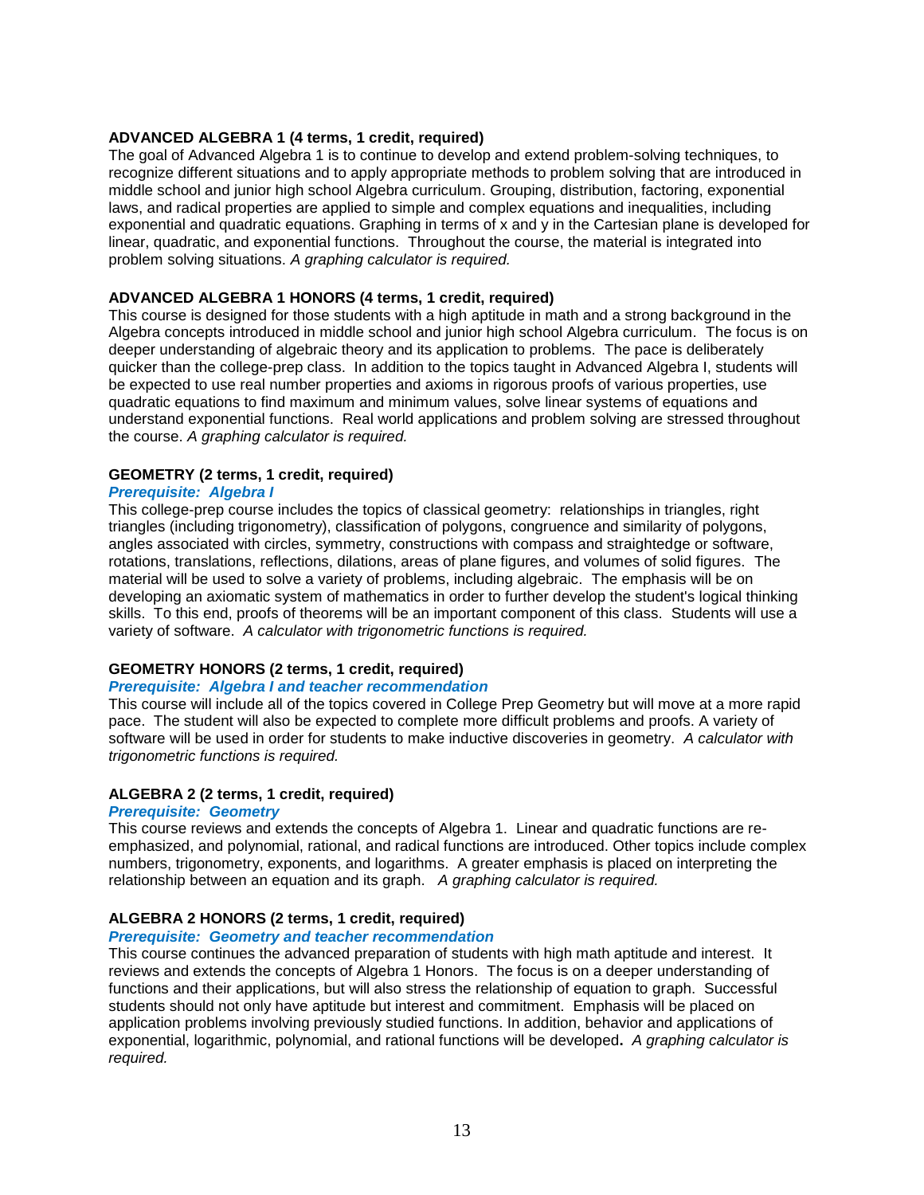### ADVANCED ALGEBRA 1 (4 terms, 1 credit, required)

The goal of Advanced Algebra 1 is to continue to develop and extend problem-solving techniques, to recognize different situations and to apply appropriate methods to problem solving that are introduced in middle school and junior high school Algebra curriculum. Grouping, distribution, factoring, exponential laws, and radical properties are applied to simple and complex equations and inequalities, including exponential and quadratic equations. Graphing in terms of x and y in the Cartesian plane is developed for linear, quadratic, and exponential functions. Throughout the course, the material is integrated into problem solving situations. *A graphing calculator is required.*

### ADVANCED ALGEBRA 1 HONORS (4 terms, 1 credit, required)

This course is designed for those students with a high aptitude in math and a strong background in the Algebra concepts introduced in middle school and junior high school Algebra curriculum. The focus is on deeper understanding of algebraic theory and its application to problems. The pace is deliberately quicker than the college-prep class. In addition to the topics taught in Advanced Algebra I, students will be expected to use real number properties and axioms in rigorous proofs of various properties, use quadratic equations to find maximum and minimum values, solve linear systems of equations and understand exponential functions. Real world applications and problem solving are stressed throughout the course. *A graphing calculator is required.*

### GEOMETRY (2 terms, 1 credit, required)

***Prerequisite: Algebra I***

This college-prep course includes the topics of classical geometry: relationships in triangles, right triangles (including trigonometry), classification of polygons, congruence and similarity of polygons, angles associated with circles, symmetry, constructions with compass and straightedge or software, rotations, translations, reflections, dilations, areas of plane figures, and volumes of solid figures. The material will be used to solve a variety of problems, including algebraic. The emphasis will be on developing an axiomatic system of mathematics in order to further develop the student's logical thinking skills. To this end, proofs of theorems will be an important component of this class. Students will use a variety of software. *A calculator with trigonometric functions is required.*

### GEOMETRY HONORS (2 terms, 1 credit, required)

***Prerequisite: Algebra I and teacher recommendation***

This course will include all of the topics covered in College Prep Geometry but will move at a more rapid pace. The student will also be expected to complete more difficult problems and proofs. A variety of software will be used in order for students to make inductive discoveries in geometry. *A calculator with trigonometric functions is required.*

### ALGEBRA 2 (2 terms, 1 credit, required)

***Prerequisite: Geometry***

This course reviews and extends the concepts of Algebra 1. Linear and quadratic functions are re-emphasized, and polynomial, rational, and radical functions are introduced. Other topics include complex numbers, trigonometry, exponents, and logarithms. A greater emphasis is placed on interpreting the relationship between an equation and its graph. *A graphing calculator is required.*

### ALGEBRA 2 HONORS (2 terms, 1 credit, required)

***Prerequisite: Geometry and teacher recommendation***

This course continues the advanced preparation of students with high math aptitude and interest. It reviews and extends the concepts of Algebra 1 Honors. The focus is on a deeper understanding of functions and their applications, but will also stress the relationship of equation to graph. Successful students should not only have aptitude but interest and commitment. Emphasis will be placed on application problems involving previously studied functions. In addition, behavior and applications of exponential, logarithmic, polynomial, and rational functions will be developed**.** *A graphing calculator is required.*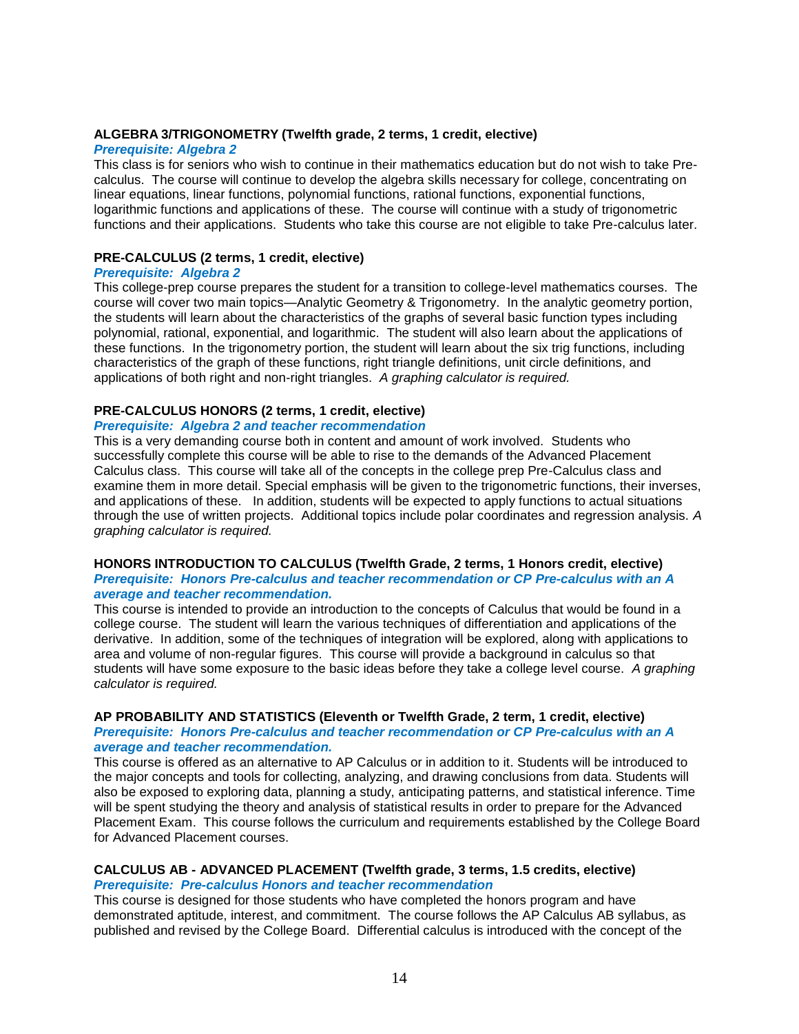**ALGEBRA 3/TRIGONOMETRY (Twelfth grade, 2 terms, 1 credit, elective)**

***Prerequisite: Algebra 2***

This class is for seniors who wish to continue in their mathematics education but do not wish to take Pre-calculus. The course will continue to develop the algebra skills necessary for college, concentrating on linear equations, linear functions, polynomial functions, rational functions, exponential functions, logarithmic functions and applications of these. The course will continue with a study of trigonometric functions and their applications. Students who take this course are not eligible to take Pre-calculus later.

**PRE-CALCULUS (2 terms, 1 credit, elective)**

***Prerequisite: Algebra 2***

This college-prep course prepares the student for a transition to college-level mathematics courses. The course will cover two main topics—Analytic Geometry & Trigonometry. In the analytic geometry portion, the students will learn about the characteristics of the graphs of several basic function types including polynomial, rational, exponential, and logarithmic. The student will also learn about the applications of these functions. In the trigonometry portion, the student will learn about the six trig functions, including characteristics of the graph of these functions, right triangle definitions, unit circle definitions, and applications of both right and non-right triangles. *A graphing calculator is required.*

**PRE-CALCULUS HONORS (2 terms, 1 credit, elective)**

***Prerequisite: Algebra 2 and teacher recommendation***

This is a very demanding course both in content and amount of work involved. Students who successfully complete this course will be able to rise to the demands of the Advanced Placement Calculus class. This course will take all of the concepts in the college prep Pre-Calculus class and examine them in more detail. Special emphasis will be given to the trigonometric functions, their inverses, and applications of these. In addition, students will be expected to apply functions to actual situations through the use of written projects. Additional topics include polar coordinates and regression analysis. *A graphing calculator is required.*

**HONORS INTRODUCTION TO CALCULUS (Twelfth Grade, 2 terms, 1 Honors credit, elective)**

***Prerequisite: Honors Pre-calculus and teacher recommendation or CP Pre-calculus with an A average and teacher recommendation.***

This course is intended to provide an introduction to the concepts of Calculus that would be found in a college course. The student will learn the various techniques of differentiation and applications of the derivative. In addition, some of the techniques of integration will be explored, along with applications to area and volume of non-regular figures. This course will provide a background in calculus so that students will have some exposure to the basic ideas before they take a college level course. *A graphing calculator is required.*

**AP PROBABILITY AND STATISTICS (Eleventh or Twelfth Grade, 2 term, 1 credit, elective)**

***Prerequisite: Honors Pre-calculus and teacher recommendation or CP Pre-calculus with an A average and teacher recommendation.***

This course is offered as an alternative to AP Calculus or in addition to it. Students will be introduced to the major concepts and tools for collecting, analyzing, and drawing conclusions from data. Students will also be exposed to exploring data, planning a study, anticipating patterns, and statistical inference. Time will be spent studying the theory and analysis of statistical results in order to prepare for the Advanced Placement Exam. This course follows the curriculum and requirements established by the College Board for Advanced Placement courses.

**CALCULUS AB - ADVANCED PLACEMENT (Twelfth grade, 3 terms, 1.5 credits, elective)**

***Prerequisite: Pre-calculus Honors and teacher recommendation***

This course is designed for those students who have completed the honors program and have demonstrated aptitude, interest, and commitment. The course follows the AP Calculus AB syllabus, as published and revised by the College Board. Differential calculus is introduced with the concept of the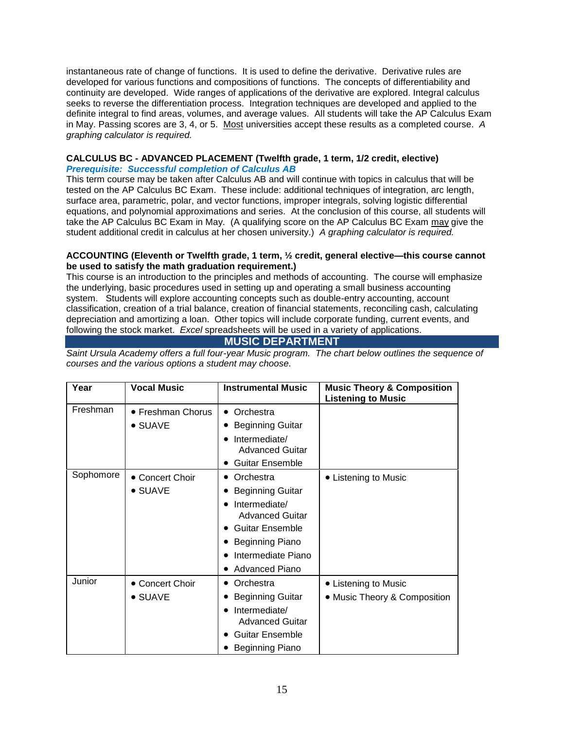instantaneous rate of change of functions. It is used to define the derivative. Derivative rules are developed for various functions and compositions of functions. The concepts of differentiability and continuity are developed. Wide ranges of applications of the derivative are explored. Integral calculus seeks to reverse the differentiation process. Integration techniques are developed and applied to the definite integral to find areas, volumes, and average values. All students will take the AP Calculus Exam in May. Passing scores are 3, 4, or 5. Most universities accept these results as a completed course. *A graphing calculator is required.*

**CALCULUS BC - ADVANCED PLACEMENT (Twelfth grade, 1 term, 1/2 credit, elective)**
***Prerequisite: Successful completion of Calculus AB***
This term course may be taken after Calculus AB and will continue with topics in calculus that will be tested on the AP Calculus BC Exam. These include: additional techniques of integration, arc length, surface area, parametric, polar, and vector functions, improper integrals, solving logistic differential equations, and polynomial approximations and series. At the conclusion of this course, all students will take the AP Calculus BC Exam in May. (A qualifying score on the AP Calculus BC Exam may give the student additional credit in calculus at her chosen university.) *A graphing calculator is required.*

**ACCOUNTING (Eleventh or Twelfth grade, 1 term, ½ credit, general elective—this course cannot be used to satisfy the math graduation requirement.)**
This course is an introduction to the principles and methods of accounting. The course will emphasize the underlying, basic procedures used in setting up and operating a small business accounting system. Students will explore accounting concepts such as double-entry accounting, account classification, creation of a trial balance, creation of financial statements, reconciling cash, calculating depreciation and amortizing a loan. Other topics will include corporate funding, current events, and following the stock market. *Excel* spreadsheets will be used in a variety of applications.

## MUSIC DEPARTMENT

*Saint Ursula Academy offers a full four-year Music program. The chart below outlines the sequence of courses and the various options a student may choose.*

| Year | Vocal Music | Instrumental Music | Music Theory & Composition Listening to Music |
|---|---|---|---|
| Freshman | • Freshman Chorus<br>• SUAVE | • Orchestra<br>• Beginning Guitar<br>• Intermediate/ Advanced Guitar<br>• Guitar Ensemble | |
| Sophomore | • Concert Choir<br>• SUAVE | • Orchestra<br>• Beginning Guitar<br>• Intermediate/ Advanced Guitar<br>• Guitar Ensemble<br>• Beginning Piano<br>• Intermediate Piano<br>• Advanced Piano | • Listening to Music |
| Junior | • Concert Choir<br>• SUAVE | • Orchestra<br>• Beginning Guitar<br>• Intermediate/ Advanced Guitar<br>• Guitar Ensemble<br>• Beginning Piano | • Listening to Music<br>• Music Theory & Composition |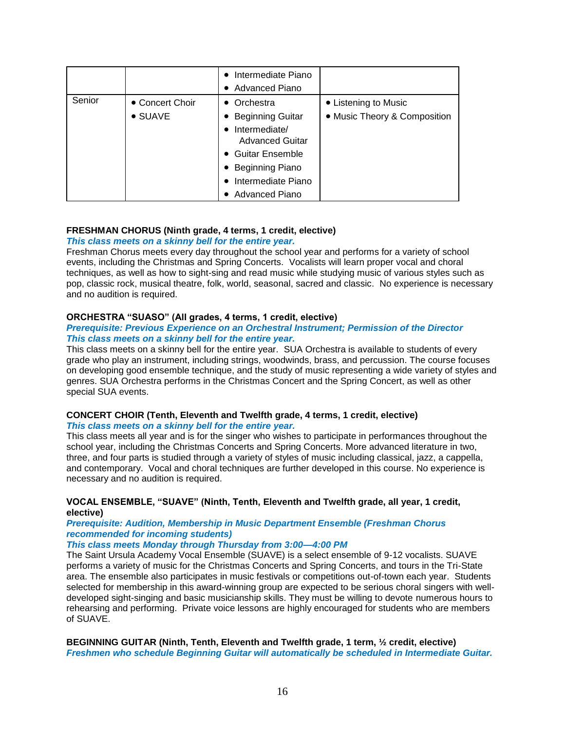| | | | |
|---|---|---|---|
| | | • Intermediate Piano<br>• Advanced Piano | |
| Senior | • Concert Choir<br>• SUAVE | • Orchestra<br>• Beginning Guitar<br>• Intermediate/ Advanced Guitar<br>• Guitar Ensemble<br>• Beginning Piano<br>• Intermediate Piano<br>• Advanced Piano | • Listening to Music<br>• Music Theory & Composition |

**FRESHMAN CHORUS (Ninth grade, 4 terms, 1 credit, elective)**
***This class meets on a skinny bell for the entire year.***
Freshman Chorus meets every day throughout the school year and performs for a variety of school events, including the Christmas and Spring Concerts. Vocalists will learn proper vocal and choral techniques, as well as how to sight-sing and read music while studying music of various styles such as pop, classic rock, musical theatre, folk, world, seasonal, sacred and classic. No experience is necessary and no audition is required.

**ORCHESTRA "SUASO" (All grades, 4 terms, 1 credit, elective)**
***Prerequisite: Previous Experience on an Orchestral Instrument; Permission of the Director***
***This class meets on a skinny bell for the entire year.***
This class meets on a skinny bell for the entire year. SUA Orchestra is available to students of every grade who play an instrument, including strings, woodwinds, brass, and percussion. The course focuses on developing good ensemble technique, and the study of music representing a wide variety of styles and genres. SUA Orchestra performs in the Christmas Concert and the Spring Concert, as well as other special SUA events.

**CONCERT CHOIR (Tenth, Eleventh and Twelfth grade, 4 terms, 1 credit, elective)**
***This class meets on a skinny bell for the entire year.***
This class meets all year and is for the singer who wishes to participate in performances throughout the school year, including the Christmas Concerts and Spring Concerts. More advanced literature in two, three, and four parts is studied through a variety of styles of music including classical, jazz, a cappella, and contemporary. Vocal and choral techniques are further developed in this course. No experience is necessary and no audition is required.

**VOCAL ENSEMBLE, "SUAVE" (Ninth, Tenth, Eleventh and Twelfth grade, all year, 1 credit, elective)**
***Prerequisite: Audition, Membership in Music Department Ensemble (Freshman Chorus recommended for incoming students)***
***This class meets Monday through Thursday from 3:00—4:00 PM***
The Saint Ursula Academy Vocal Ensemble (SUAVE) is a select ensemble of 9-12 vocalists. SUAVE performs a variety of music for the Christmas Concerts and Spring Concerts, and tours in the Tri-State area. The ensemble also participates in music festivals or competitions out-of-town each year. Students selected for membership in this award-winning group are expected to be serious choral singers with well-developed sight-singing and basic musicianship skills. They must be willing to devote numerous hours to rehearsing and performing. Private voice lessons are highly encouraged for students who are members of SUAVE.

**BEGINNING GUITAR (Ninth, Tenth, Eleventh and Twelfth grade, 1 term, ½ credit, elective)**
***Freshmen who schedule Beginning Guitar will automatically be scheduled in Intermediate Guitar.***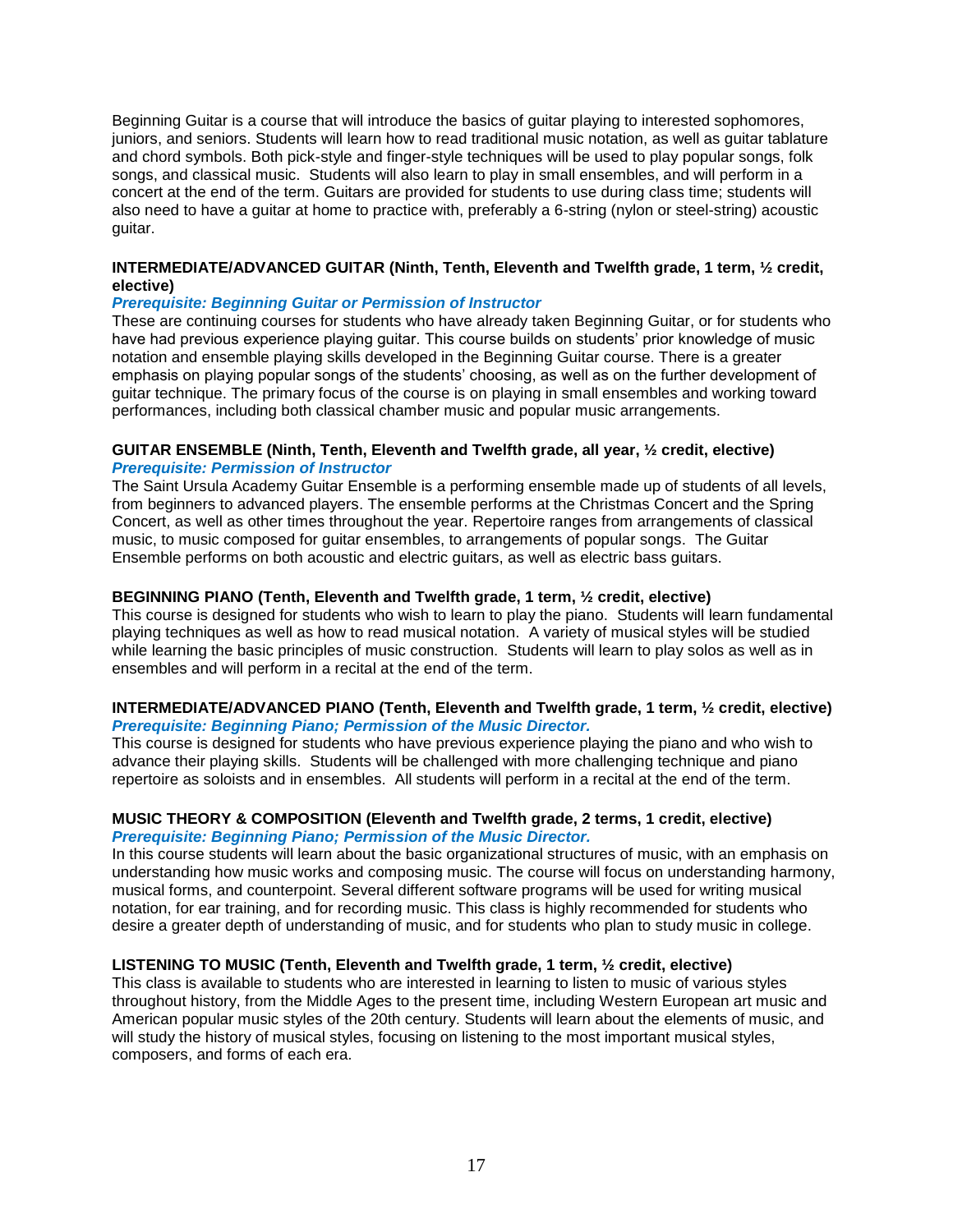Beginning Guitar is a course that will introduce the basics of guitar playing to interested sophomores, juniors, and seniors. Students will learn how to read traditional music notation, as well as guitar tablature and chord symbols. Both pick-style and finger-style techniques will be used to play popular songs, folk songs, and classical music.  Students will also learn to play in small ensembles, and will perform in a concert at the end of the term. Guitars are provided for students to use during class time; students will also need to have a guitar at home to practice with, preferably a 6-string (nylon or steel-string) acoustic guitar.

**INTERMEDIATE/ADVANCED GUITAR (Ninth, Tenth, Eleventh and Twelfth grade, 1 term, ½ credit, elective)**

***Prerequisite: Beginning Guitar or Permission of Instructor***

These are continuing courses for students who have already taken Beginning Guitar, or for students who have had previous experience playing guitar. This course builds on students' prior knowledge of music notation and ensemble playing skills developed in the Beginning Guitar course. There is a greater emphasis on playing popular songs of the students' choosing, as well as on the further development of guitar technique. The primary focus of the course is on playing in small ensembles and working toward performances, including both classical chamber music and popular music arrangements.

**GUITAR ENSEMBLE (Ninth, Tenth, Eleventh and Twelfth grade, all year, ½ credit, elective)**

***Prerequisite: Permission of Instructor***

The Saint Ursula Academy Guitar Ensemble is a performing ensemble made up of students of all levels, from beginners to advanced players. The ensemble performs at the Christmas Concert and the Spring Concert, as well as other times throughout the year. Repertoire ranges from arrangements of classical music, to music composed for guitar ensembles, to arrangements of popular songs.  The Guitar Ensemble performs on both acoustic and electric guitars, as well as electric bass guitars.

**BEGINNING PIANO (Tenth, Eleventh and Twelfth grade, 1 term, ½ credit, elective)**

This course is designed for students who wish to learn to play the piano.  Students will learn fundamental playing techniques as well as how to read musical notation.  A variety of musical styles will be studied while learning the basic principles of music construction.  Students will learn to play solos as well as in ensembles and will perform in a recital at the end of the term.

**INTERMEDIATE/ADVANCED PIANO (Tenth, Eleventh and Twelfth grade, 1 term, ½ credit, elective)**

***Prerequisite: Beginning Piano; Permission of the Music Director.***

This course is designed for students who have previous experience playing the piano and who wish to advance their playing skills.  Students will be challenged with more challenging technique and piano repertoire as soloists and in ensembles.  All students will perform in a recital at the end of the term.

**MUSIC THEORY & COMPOSITION (Eleventh and Twelfth grade, 2 terms, 1 credit, elective)**

***Prerequisite: Beginning Piano; Permission of the Music Director.***

In this course students will learn about the basic organizational structures of music, with an emphasis on understanding how music works and composing music. The course will focus on understanding harmony, musical forms, and counterpoint. Several different software programs will be used for writing musical notation, for ear training, and for recording music. This class is highly recommended for students who desire a greater depth of understanding of music, and for students who plan to study music in college.

**LISTENING TO MUSIC (Tenth, Eleventh and Twelfth grade, 1 term, ½ credit, elective)**

This class is available to students who are interested in learning to listen to music of various styles throughout history, from the Middle Ages to the present time, including Western European art music and American popular music styles of the 20th century. Students will learn about the elements of music, and will study the history of musical styles, focusing on listening to the most important musical styles, composers, and forms of each era.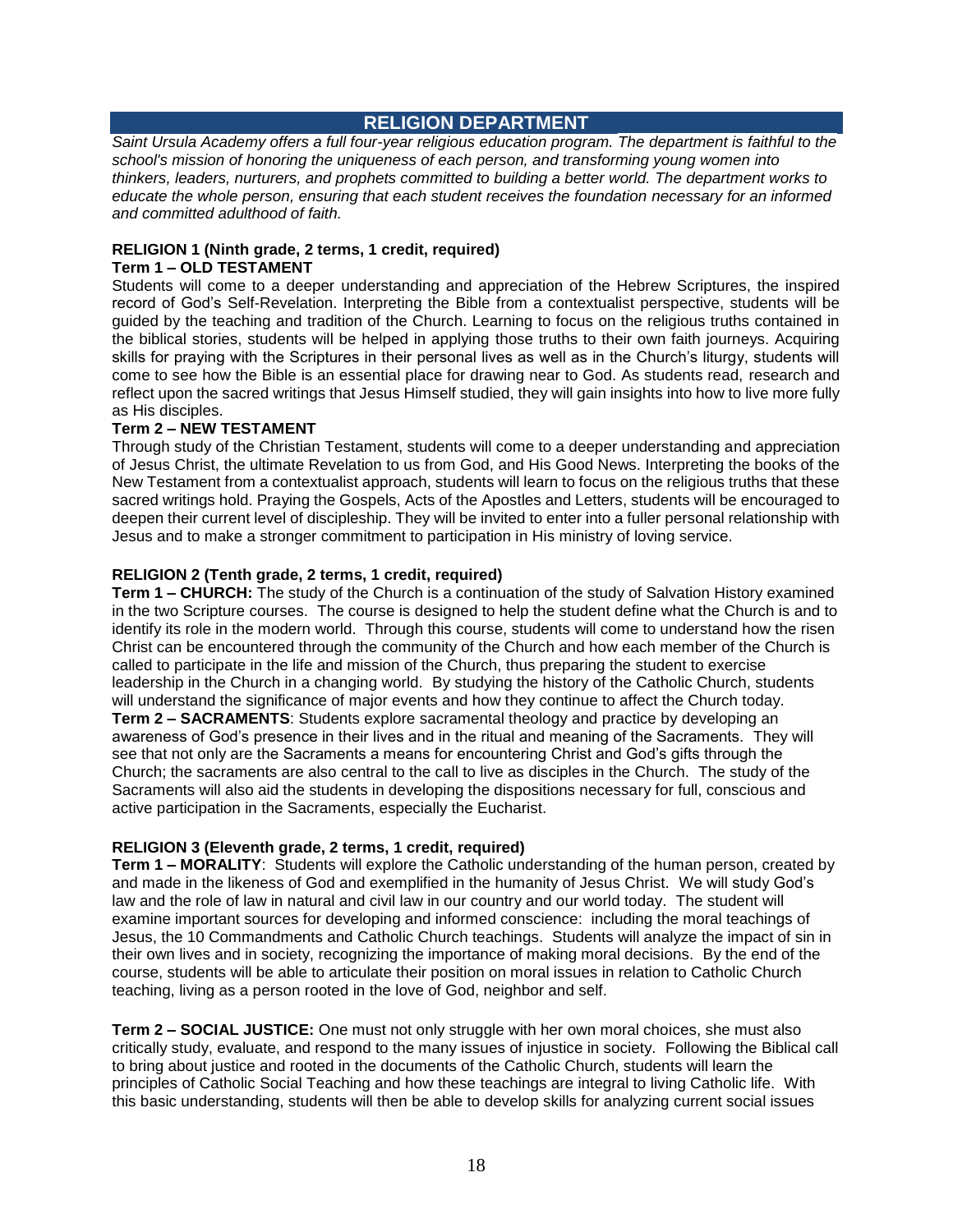## RELIGION DEPARTMENT

*Saint Ursula Academy offers a full four-year religious education program. The department is faithful to the school's mission of honoring the uniqueness of each person, and transforming young women into thinkers, leaders, nurturers, and prophets committed to building a better world. The department works to educate the whole person, ensuring that each student receives the foundation necessary for an informed and committed adulthood of faith.*

**RELIGION 1 (Ninth grade, 2 terms, 1 credit, required)**
**Term 1 – OLD TESTAMENT**

Students will come to a deeper understanding and appreciation of the Hebrew Scriptures, the inspired record of God's Self-Revelation. Interpreting the Bible from a contextualist perspective, students will be guided by the teaching and tradition of the Church. Learning to focus on the religious truths contained in the biblical stories, students will be helped in applying those truths to their own faith journeys. Acquiring skills for praying with the Scriptures in their personal lives as well as in the Church's liturgy, students will come to see how the Bible is an essential place for drawing near to God. As students read, research and reflect upon the sacred writings that Jesus Himself studied, they will gain insights into how to live more fully as His disciples.

**Term 2 – NEW TESTAMENT**

Through study of the Christian Testament, students will come to a deeper understanding and appreciation of Jesus Christ, the ultimate Revelation to us from God, and His Good News. Interpreting the books of the New Testament from a contextualist approach, students will learn to focus on the religious truths that these sacred writings hold. Praying the Gospels, Acts of the Apostles and Letters, students will be encouraged to deepen their current level of discipleship. They will be invited to enter into a fuller personal relationship with Jesus and to make a stronger commitment to participation in His ministry of loving service.

**RELIGION 2 (Tenth grade, 2 terms, 1 credit, required)**

**Term 1 – CHURCH:** The study of the Church is a continuation of the study of Salvation History examined in the two Scripture courses. The course is designed to help the student define what the Church is and to identify its role in the modern world. Through this course, students will come to understand how the risen Christ can be encountered through the community of the Church and how each member of the Church is called to participate in the life and mission of the Church, thus preparing the student to exercise leadership in the Church in a changing world. By studying the history of the Catholic Church, students will understand the significance of major events and how they continue to affect the Church today.

**Term 2 – SACRAMENTS**: Students explore sacramental theology and practice by developing an awareness of God's presence in their lives and in the ritual and meaning of the Sacraments. They will see that not only are the Sacraments a means for encountering Christ and God's gifts through the Church; the sacraments are also central to the call to live as disciples in the Church. The study of the Sacraments will also aid the students in developing the dispositions necessary for full, conscious and active participation in the Sacraments, especially the Eucharist.

**RELIGION 3 (Eleventh grade, 2 terms, 1 credit, required)**

**Term 1 – MORALITY**: Students will explore the Catholic understanding of the human person, created by and made in the likeness of God and exemplified in the humanity of Jesus Christ. We will study God's law and the role of law in natural and civil law in our country and our world today. The student will examine important sources for developing and informed conscience: including the moral teachings of Jesus, the 10 Commandments and Catholic Church teachings. Students will analyze the impact of sin in their own lives and in society, recognizing the importance of making moral decisions. By the end of the course, students will be able to articulate their position on moral issues in relation to Catholic Church teaching, living as a person rooted in the love of God, neighbor and self.

**Term 2 – SOCIAL JUSTICE:** One must not only struggle with her own moral choices, she must also critically study, evaluate, and respond to the many issues of injustice in society. Following the Biblical call to bring about justice and rooted in the documents of the Catholic Church, students will learn the principles of Catholic Social Teaching and how these teachings are integral to living Catholic life. With this basic understanding, students will then be able to develop skills for analyzing current social issues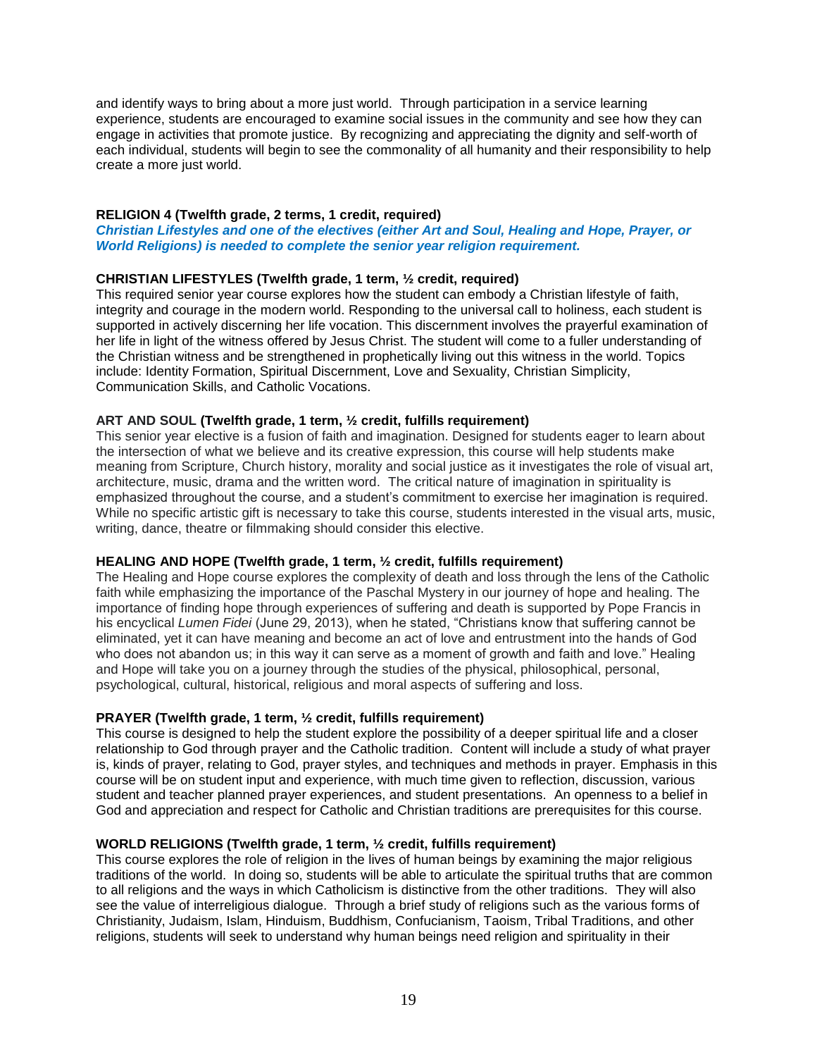and identify ways to bring about a more just world. Through participation in a service learning experience, students are encouraged to examine social issues in the community and see how they can engage in activities that promote justice. By recognizing and appreciating the dignity and self-worth of each individual, students will begin to see the commonality of all humanity and their responsibility to help create a more just world.

**RELIGION 4 (Twelfth grade, 2 terms, 1 credit, required)**

***Christian Lifestyles and one of the electives (either Art and Soul, Healing and Hope, Prayer, or World Religions) is needed to complete the senior year religion requirement.***

**CHRISTIAN LIFESTYLES (Twelfth grade, 1 term, ½ credit, required)**

This required senior year course explores how the student can embody a Christian lifestyle of faith, integrity and courage in the modern world. Responding to the universal call to holiness, each student is supported in actively discerning her life vocation. This discernment involves the prayerful examination of her life in light of the witness offered by Jesus Christ. The student will come to a fuller understanding of the Christian witness and be strengthened in prophetically living out this witness in the world. Topics include: Identity Formation, Spiritual Discernment, Love and Sexuality, Christian Simplicity, Communication Skills, and Catholic Vocations.

**ART AND SOUL (Twelfth grade, 1 term, ½ credit, fulfills requirement)**

This senior year elective is a fusion of faith and imagination. Designed for students eager to learn about the intersection of what we believe and its creative expression, this course will help students make meaning from Scripture, Church history, morality and social justice as it investigates the role of visual art, architecture, music, drama and the written word. The critical nature of imagination in spirituality is emphasized throughout the course, and a student's commitment to exercise her imagination is required. While no specific artistic gift is necessary to take this course, students interested in the visual arts, music, writing, dance, theatre or filmmaking should consider this elective.

**HEALING AND HOPE (Twelfth grade, 1 term, ½ credit, fulfills requirement)**

The Healing and Hope course explores the complexity of death and loss through the lens of the Catholic faith while emphasizing the importance of the Paschal Mystery in our journey of hope and healing. The importance of finding hope through experiences of suffering and death is supported by Pope Francis in his encyclical *Lumen Fidei* (June 29, 2013), when he stated, "Christians know that suffering cannot be eliminated, yet it can have meaning and become an act of love and entrustment into the hands of God who does not abandon us; in this way it can serve as a moment of growth and faith and love." Healing and Hope will take you on a journey through the studies of the physical, philosophical, personal, psychological, cultural, historical, religious and moral aspects of suffering and loss.

**PRAYER (Twelfth grade, 1 term, ½ credit, fulfills requirement)**

This course is designed to help the student explore the possibility of a deeper spiritual life and a closer relationship to God through prayer and the Catholic tradition. Content will include a study of what prayer is, kinds of prayer, relating to God, prayer styles, and techniques and methods in prayer. Emphasis in this course will be on student input and experience, with much time given to reflection, discussion, various student and teacher planned prayer experiences, and student presentations. An openness to a belief in God and appreciation and respect for Catholic and Christian traditions are prerequisites for this course.

**WORLD RELIGIONS (Twelfth grade, 1 term, ½ credit, fulfills requirement)**

This course explores the role of religion in the lives of human beings by examining the major religious traditions of the world. In doing so, students will be able to articulate the spiritual truths that are common to all religions and the ways in which Catholicism is distinctive from the other traditions. They will also see the value of interreligious dialogue. Through a brief study of religions such as the various forms of Christianity, Judaism, Islam, Hinduism, Buddhism, Confucianism, Taoism, Tribal Traditions, and other religions, students will seek to understand why human beings need religion and spirituality in their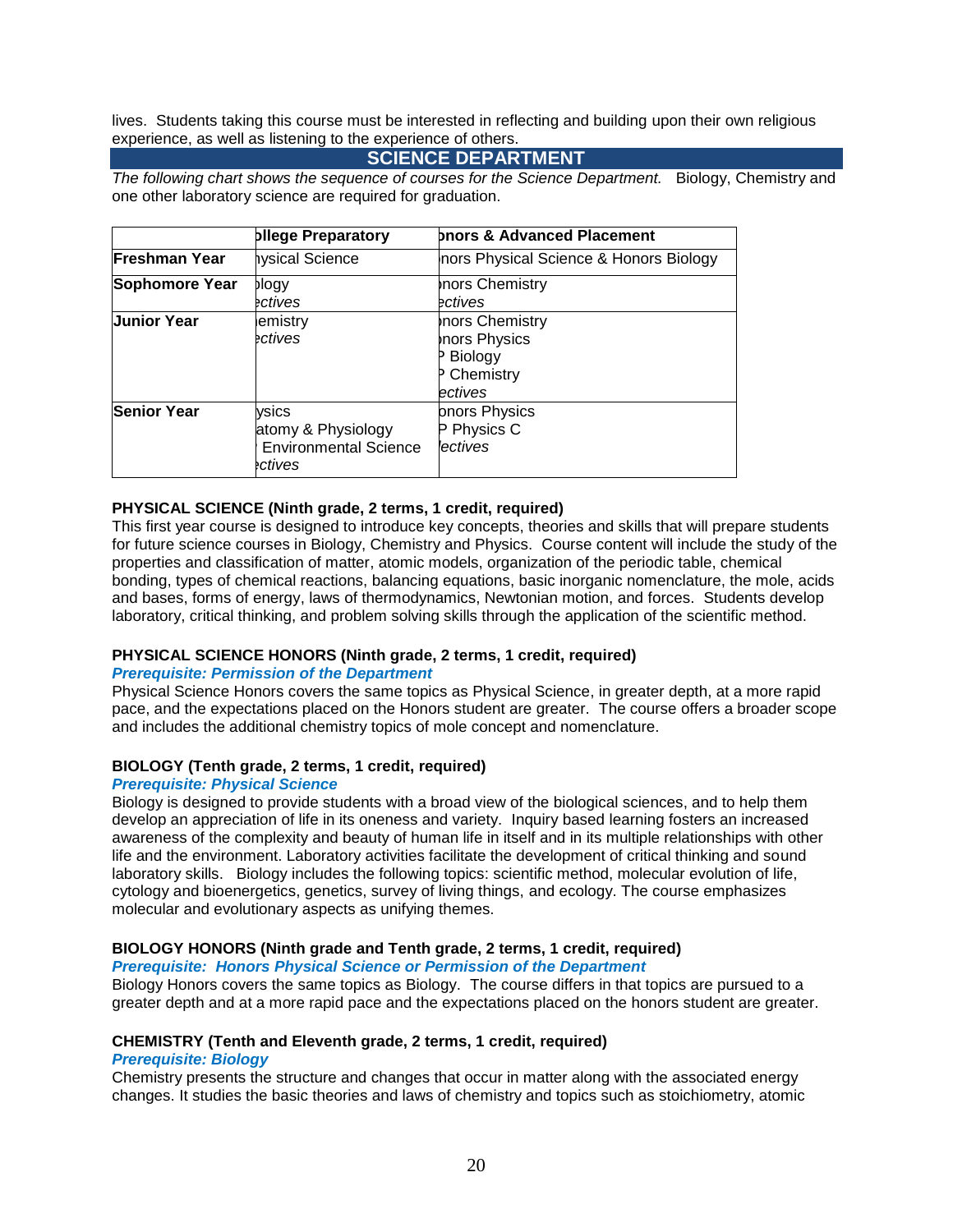lives. Students taking this course must be interested in reflecting and building upon their own religious experience, as well as listening to the experience of others.

## SCIENCE DEPARTMENT

*The following chart shows the sequence of courses for the Science Department.* Biology, Chemistry and one other laboratory science are required for graduation.

| | **ollege Preparatory** | **onors & Advanced Placement** |
|---|---|---|
| **Freshman Year** | hysical Science | nors Physical Science & Honors Biology |
| **Sophomore Year** | ology<br>*ectives* | nors Chemistry<br>*ectives* |
| **Junior Year** | emistry<br>*ectives* | nors Chemistry<br>nors Physics<br>P Biology<br>P Chemistry<br>*ectives* |
| **Senior Year** | ysics<br>atomy & Physiology<br>Environmental Science<br>*ectives* | onors Physics<br>P Physics C<br>*lectives* |

**PHYSICAL SCIENCE (Ninth grade, 2 terms, 1 credit, required)**

This first year course is designed to introduce key concepts, theories and skills that will prepare students for future science courses in Biology, Chemistry and Physics. Course content will include the study of the properties and classification of matter, atomic models, organization of the periodic table, chemical bonding, types of chemical reactions, balancing equations, basic inorganic nomenclature, the mole, acids and bases, forms of energy, laws of thermodynamics, Newtonian motion, and forces. Students develop laboratory, critical thinking, and problem solving skills through the application of the scientific method.

**PHYSICAL SCIENCE HONORS (Ninth grade, 2 terms, 1 credit, required)**

***Prerequisite: Permission of the Department***

Physical Science Honors covers the same topics as Physical Science, in greater depth, at a more rapid pace, and the expectations placed on the Honors student are greater. The course offers a broader scope and includes the additional chemistry topics of mole concept and nomenclature.

**BIOLOGY (Tenth grade, 2 terms, 1 credit, required)**

***Prerequisite: Physical Science***

Biology is designed to provide students with a broad view of the biological sciences, and to help them develop an appreciation of life in its oneness and variety. Inquiry based learning fosters an increased awareness of the complexity and beauty of human life in itself and in its multiple relationships with other life and the environment. Laboratory activities facilitate the development of critical thinking and sound laboratory skills. Biology includes the following topics: scientific method, molecular evolution of life, cytology and bioenergetics, genetics, survey of living things, and ecology. The course emphasizes molecular and evolutionary aspects as unifying themes.

**BIOLOGY HONORS (Ninth grade and Tenth grade, 2 terms, 1 credit, required)**

***Prerequisite: Honors Physical Science or Permission of the Department***

Biology Honors covers the same topics as Biology. The course differs in that topics are pursued to a greater depth and at a more rapid pace and the expectations placed on the honors student are greater.

**CHEMISTRY (Tenth and Eleventh grade, 2 terms, 1 credit, required)**

***Prerequisite: Biology***

Chemistry presents the structure and changes that occur in matter along with the associated energy changes. It studies the basic theories and laws of chemistry and topics such as stoichiometry, atomic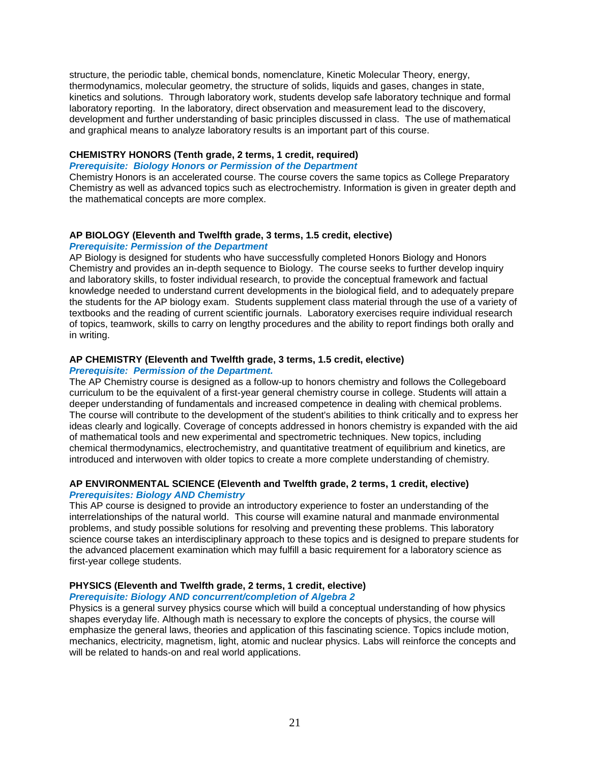structure, the periodic table, chemical bonds, nomenclature, Kinetic Molecular Theory, energy, thermodynamics, molecular geometry, the structure of solids, liquids and gases, changes in state, kinetics and solutions. Through laboratory work, students develop safe laboratory technique and formal laboratory reporting. In the laboratory, direct observation and measurement lead to the discovery, development and further understanding of basic principles discussed in class. The use of mathematical and graphical means to analyze laboratory results is an important part of this course.

**CHEMISTRY HONORS (Tenth grade, 2 terms, 1 credit, required)**

***Prerequisite: Biology Honors or Permission of the Department***

Chemistry Honors is an accelerated course. The course covers the same topics as College Preparatory Chemistry as well as advanced topics such as electrochemistry. Information is given in greater depth and the mathematical concepts are more complex.

**AP BIOLOGY (Eleventh and Twelfth grade, 3 terms, 1.5 credit, elective)**

***Prerequisite: Permission of the Department***

AP Biology is designed for students who have successfully completed Honors Biology and Honors Chemistry and provides an in-depth sequence to Biology. The course seeks to further develop inquiry and laboratory skills, to foster individual research, to provide the conceptual framework and factual knowledge needed to understand current developments in the biological field, and to adequately prepare the students for the AP biology exam. Students supplement class material through the use of a variety of textbooks and the reading of current scientific journals. Laboratory exercises require individual research of topics, teamwork, skills to carry on lengthy procedures and the ability to report findings both orally and in writing.

**AP CHEMISTRY (Eleventh and Twelfth grade, 3 terms, 1.5 credit, elective)**

***Prerequisite: Permission of the Department.***

The AP Chemistry course is designed as a follow-up to honors chemistry and follows the Collegeboard curriculum to be the equivalent of a first-year general chemistry course in college. Students will attain a deeper understanding of fundamentals and increased competence in dealing with chemical problems. The course will contribute to the development of the student's abilities to think critically and to express her ideas clearly and logically. Coverage of concepts addressed in honors chemistry is expanded with the aid of mathematical tools and new experimental and spectrometric techniques. New topics, including chemical thermodynamics, electrochemistry, and quantitative treatment of equilibrium and kinetics, are introduced and interwoven with older topics to create a more complete understanding of chemistry.

**AP ENVIRONMENTAL SCIENCE (Eleventh and Twelfth grade, 2 terms, 1 credit, elective)**

***Prerequisites: Biology AND Chemistry***

This AP course is designed to provide an introductory experience to foster an understanding of the interrelationships of the natural world. This course will examine natural and manmade environmental problems, and study possible solutions for resolving and preventing these problems. This laboratory science course takes an interdisciplinary approach to these topics and is designed to prepare students for the advanced placement examination which may fulfill a basic requirement for a laboratory science as first-year college students.

**PHYSICS (Eleventh and Twelfth grade, 2 terms, 1 credit, elective)**

***Prerequisite: Biology AND concurrent/completion of Algebra 2***

Physics is a general survey physics course which will build a conceptual understanding of how physics shapes everyday life. Although math is necessary to explore the concepts of physics, the course will emphasize the general laws, theories and application of this fascinating science. Topics include motion, mechanics, electricity, magnetism, light, atomic and nuclear physics. Labs will reinforce the concepts and will be related to hands-on and real world applications.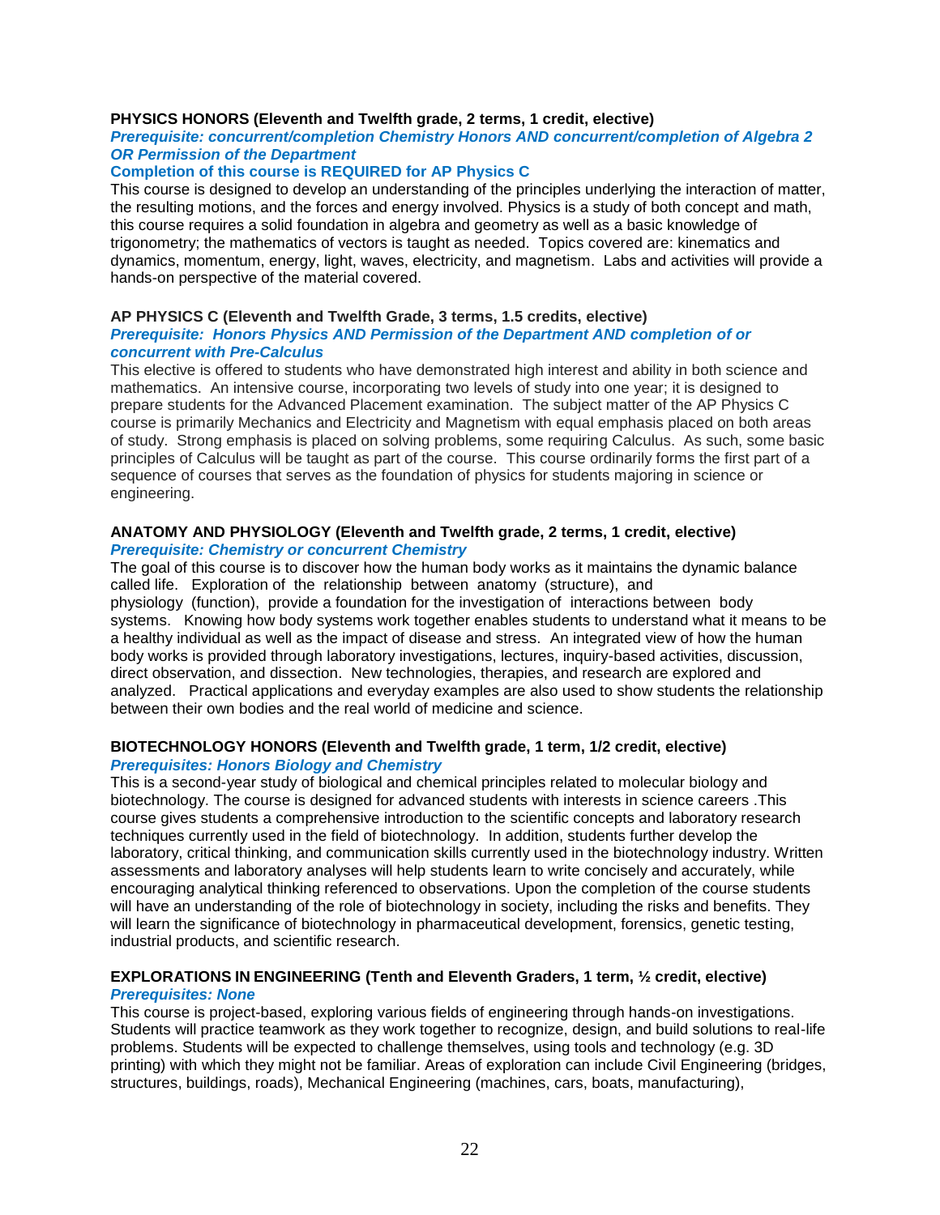**PHYSICS HONORS (Eleventh and Twelfth grade, 2 terms, 1 credit, elective)**

***Prerequisite: concurrent/completion Chemistry Honors AND concurrent/completion of Algebra 2 OR Permission of the Department***

**Completion of this course is REQUIRED for AP Physics C**

This course is designed to develop an understanding of the principles underlying the interaction of matter, the resulting motions, and the forces and energy involved. Physics is a study of both concept and math, this course requires a solid foundation in algebra and geometry as well as a basic knowledge of trigonometry; the mathematics of vectors is taught as needed. Topics covered are: kinematics and dynamics, momentum, energy, light, waves, electricity, and magnetism. Labs and activities will provide a hands-on perspective of the material covered.

**AP PHYSICS C (Eleventh and Twelfth Grade, 3 terms, 1.5 credits, elective)**

***Prerequisite: Honors Physics AND Permission of the Department AND completion of or concurrent with Pre-Calculus***

This elective is offered to students who have demonstrated high interest and ability in both science and mathematics. An intensive course, incorporating two levels of study into one year; it is designed to prepare students for the Advanced Placement examination. The subject matter of the AP Physics C course is primarily Mechanics and Electricity and Magnetism with equal emphasis placed on both areas of study. Strong emphasis is placed on solving problems, some requiring Calculus. As such, some basic principles of Calculus will be taught as part of the course. This course ordinarily forms the first part of a sequence of courses that serves as the foundation of physics for students majoring in science or engineering.

**ANATOMY AND PHYSIOLOGY (Eleventh and Twelfth grade, 2 terms, 1 credit, elective)**

***Prerequisite: Chemistry or concurrent Chemistry***

The goal of this course is to discover how the human body works as it maintains the dynamic balance called life. Exploration of the relationship between anatomy (structure), and physiology (function), provide a foundation for the investigation of interactions between body systems. Knowing how body systems work together enables students to understand what it means to be a healthy individual as well as the impact of disease and stress. An integrated view of how the human body works is provided through laboratory investigations, lectures, inquiry-based activities, discussion, direct observation, and dissection. New technologies, therapies, and research are explored and analyzed. Practical applications and everyday examples are also used to show students the relationship between their own bodies and the real world of medicine and science.

**BIOTECHNOLOGY HONORS (Eleventh and Twelfth grade, 1 term, 1/2 credit, elective)**

***Prerequisites: Honors Biology and Chemistry***

This is a second-year study of biological and chemical principles related to molecular biology and biotechnology. The course is designed for advanced students with interests in science careers .This course gives students a comprehensive introduction to the scientific concepts and laboratory research techniques currently used in the field of biotechnology. In addition, students further develop the laboratory, critical thinking, and communication skills currently used in the biotechnology industry. Written assessments and laboratory analyses will help students learn to write concisely and accurately, while encouraging analytical thinking referenced to observations. Upon the completion of the course students will have an understanding of the role of biotechnology in society, including the risks and benefits. They will learn the significance of biotechnology in pharmaceutical development, forensics, genetic testing, industrial products, and scientific research.

**EXPLORATIONS IN ENGINEERING (Tenth and Eleventh Graders, 1 term, ½ credit, elective)**

***Prerequisites: None***

This course is project-based, exploring various fields of engineering through hands-on investigations. Students will practice teamwork as they work together to recognize, design, and build solutions to real-life problems. Students will be expected to challenge themselves, using tools and technology (e.g. 3D printing) with which they might not be familiar. Areas of exploration can include Civil Engineering (bridges, structures, buildings, roads), Mechanical Engineering (machines, cars, boats, manufacturing),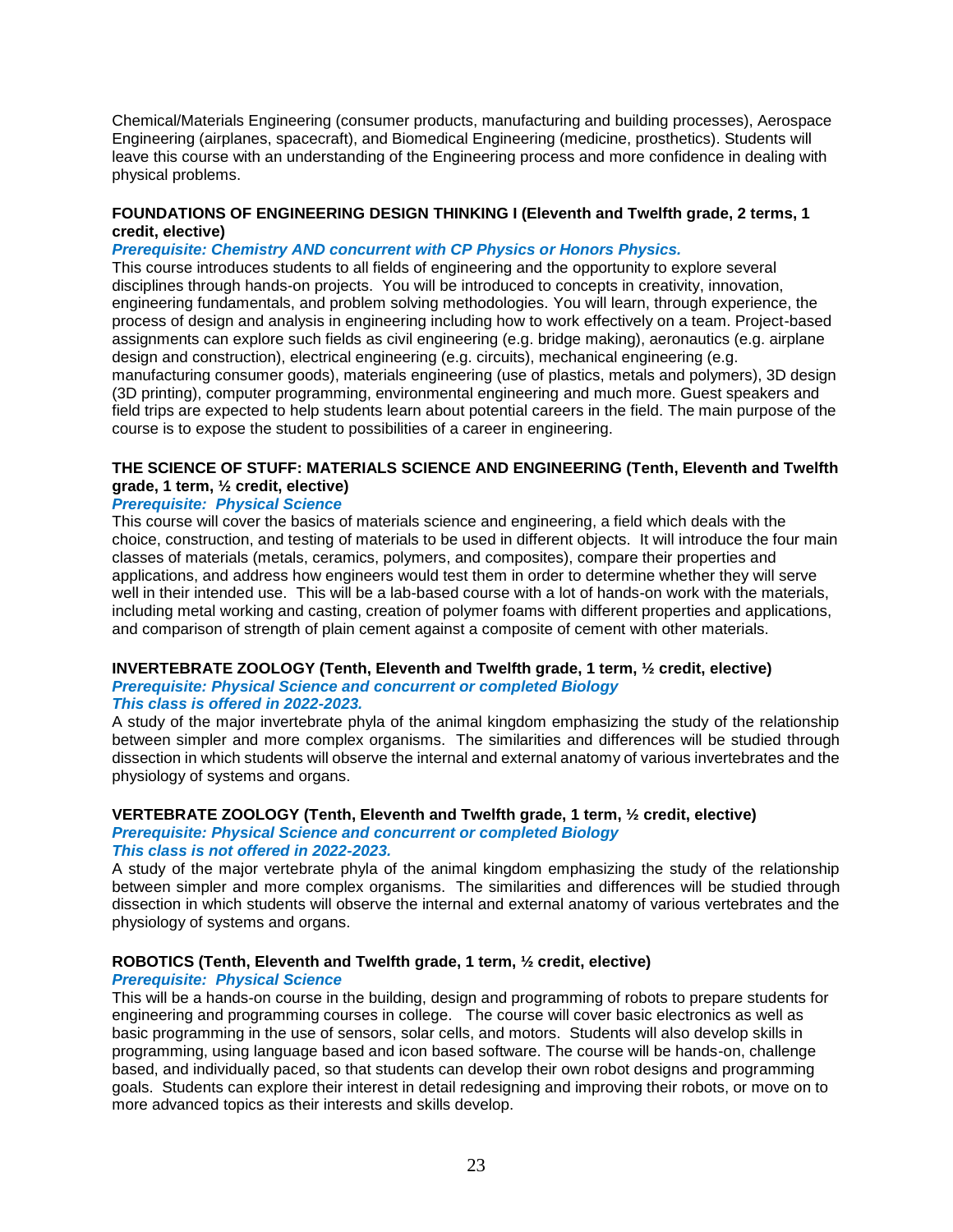Chemical/Materials Engineering (consumer products, manufacturing and building processes), Aerospace Engineering (airplanes, spacecraft), and Biomedical Engineering (medicine, prosthetics). Students will leave this course with an understanding of the Engineering process and more confidence in dealing with physical problems.

**FOUNDATIONS OF ENGINEERING DESIGN THINKING I (Eleventh and Twelfth grade, 2 terms, 1 credit, elective)**

***Prerequisite: Chemistry AND concurrent with CP Physics or Honors Physics.***

This course introduces students to all fields of engineering and the opportunity to explore several disciplines through hands-on projects. You will be introduced to concepts in creativity, innovation, engineering fundamentals, and problem solving methodologies. You will learn, through experience, the process of design and analysis in engineering including how to work effectively on a team. Project-based assignments can explore such fields as civil engineering (e.g. bridge making), aeronautics (e.g. airplane design and construction), electrical engineering (e.g. circuits), mechanical engineering (e.g. manufacturing consumer goods), materials engineering (use of plastics, metals and polymers), 3D design (3D printing), computer programming, environmental engineering and much more. Guest speakers and field trips are expected to help students learn about potential careers in the field. The main purpose of the course is to expose the student to possibilities of a career in engineering.

**THE SCIENCE OF STUFF: MATERIALS SCIENCE AND ENGINEERING (Tenth, Eleventh and Twelfth grade, 1 term, ½ credit, elective)**

***Prerequisite: Physical Science***

This course will cover the basics of materials science and engineering, a field which deals with the choice, construction, and testing of materials to be used in different objects. It will introduce the four main classes of materials (metals, ceramics, polymers, and composites), compare their properties and applications, and address how engineers would test them in order to determine whether they will serve well in their intended use. This will be a lab-based course with a lot of hands-on work with the materials, including metal working and casting, creation of polymer foams with different properties and applications, and comparison of strength of plain cement against a composite of cement with other materials.

**INVERTEBRATE ZOOLOGY (Tenth, Eleventh and Twelfth grade, 1 term, ½ credit, elective)**

***Prerequisite: Physical Science and concurrent or completed Biology***

***This class is offered in 2022-2023.***

A study of the major invertebrate phyla of the animal kingdom emphasizing the study of the relationship between simpler and more complex organisms. The similarities and differences will be studied through dissection in which students will observe the internal and external anatomy of various invertebrates and the physiology of systems and organs.

**VERTEBRATE ZOOLOGY (Tenth, Eleventh and Twelfth grade, 1 term, ½ credit, elective)**

***Prerequisite: Physical Science and concurrent or completed Biology***

***This class is not offered in 2022-2023.***

A study of the major vertebrate phyla of the animal kingdom emphasizing the study of the relationship between simpler and more complex organisms. The similarities and differences will be studied through dissection in which students will observe the internal and external anatomy of various vertebrates and the physiology of systems and organs.

**ROBOTICS (Tenth, Eleventh and Twelfth grade, 1 term, ½ credit, elective)**

***Prerequisite: Physical Science***

This will be a hands-on course in the building, design and programming of robots to prepare students for engineering and programming courses in college. The course will cover basic electronics as well as basic programming in the use of sensors, solar cells, and motors. Students will also develop skills in programming, using language based and icon based software. The course will be hands-on, challenge based, and individually paced, so that students can develop their own robot designs and programming goals. Students can explore their interest in detail redesigning and improving their robots, or move on to more advanced topics as their interests and skills develop.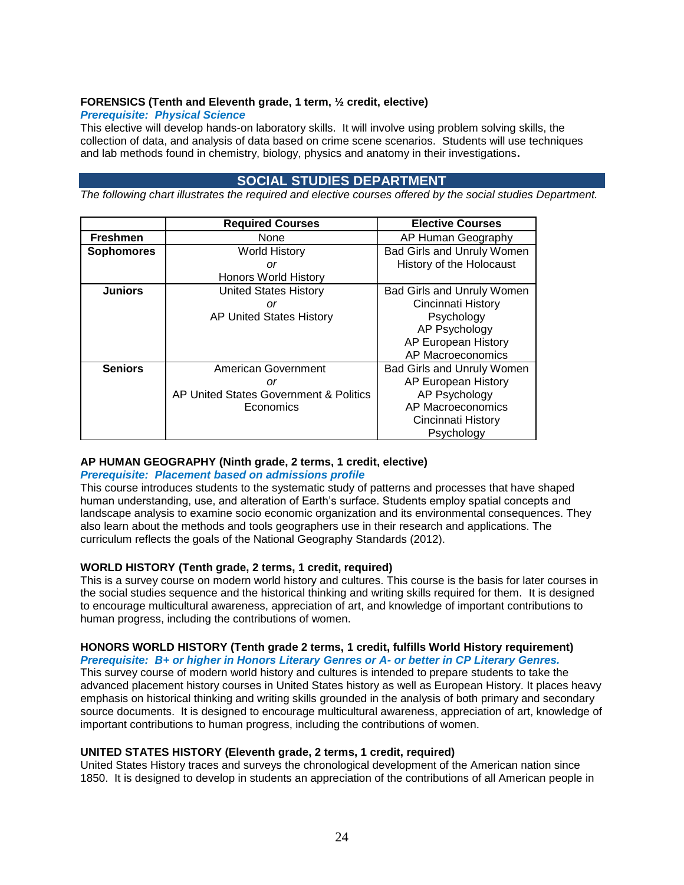**FORENSICS (Tenth and Eleventh grade, 1 term, ½ credit, elective)**

***Prerequisite: Physical Science***

This elective will develop hands-on laboratory skills. It will involve using problem solving skills, the collection of data, and analysis of data based on crime scene scenarios. Students will use techniques and lab methods found in chemistry, biology, physics and anatomy in their investigations.

## SOCIAL STUDIES DEPARTMENT

*The following chart illustrates the required and elective courses offered by the social studies Department.*

| | Required Courses | Elective Courses |
|---|---|---|
| **Freshmen** | None | AP Human Geography |
| **Sophomores** | World History *or* Honors World History | Bad Girls and Unruly Women<br>History of the Holocaust |
| **Juniors** | United States History *or* AP United States History | Bad Girls and Unruly Women<br>Cincinnati History<br>Psychology<br>AP Psychology<br>AP European History<br>AP Macroeconomics |
| **Seniors** | American Government *or* AP United States Government & Politics<br>Economics | Bad Girls and Unruly Women<br>AP European History<br>AP Psychology<br>AP Macroeconomics<br>Cincinnati History<br>Psychology |

**AP HUMAN GEOGRAPHY (Ninth grade, 2 terms, 1 credit, elective)**

***Prerequisite: Placement based on admissions profile***

This course introduces students to the systematic study of patterns and processes that have shaped human understanding, use, and alteration of Earth's surface. Students employ spatial concepts and landscape analysis to examine socio economic organization and its environmental consequences. They also learn about the methods and tools geographers use in their research and applications. The curriculum reflects the goals of the National Geography Standards (2012).

**WORLD HISTORY (Tenth grade, 2 terms, 1 credit, required)**

This is a survey course on modern world history and cultures. This course is the basis for later courses in the social studies sequence and the historical thinking and writing skills required for them. It is designed to encourage multicultural awareness, appreciation of art, and knowledge of important contributions to human progress, including the contributions of women.

**HONORS WORLD HISTORY (Tenth grade 2 terms, 1 credit, fulfills World History requirement)**

***Prerequisite: B+ or higher in Honors Literary Genres or A- or better in CP Literary Genres.***

This survey course of modern world history and cultures is intended to prepare students to take the advanced placement history courses in United States history as well as European History. It places heavy emphasis on historical thinking and writing skills grounded in the analysis of both primary and secondary source documents. It is designed to encourage multicultural awareness, appreciation of art, knowledge of important contributions to human progress, including the contributions of women.

**UNITED STATES HISTORY (Eleventh grade, 2 terms, 1 credit, required)**

United States History traces and surveys the chronological development of the American nation since 1850. It is designed to develop in students an appreciation of the contributions of all American people in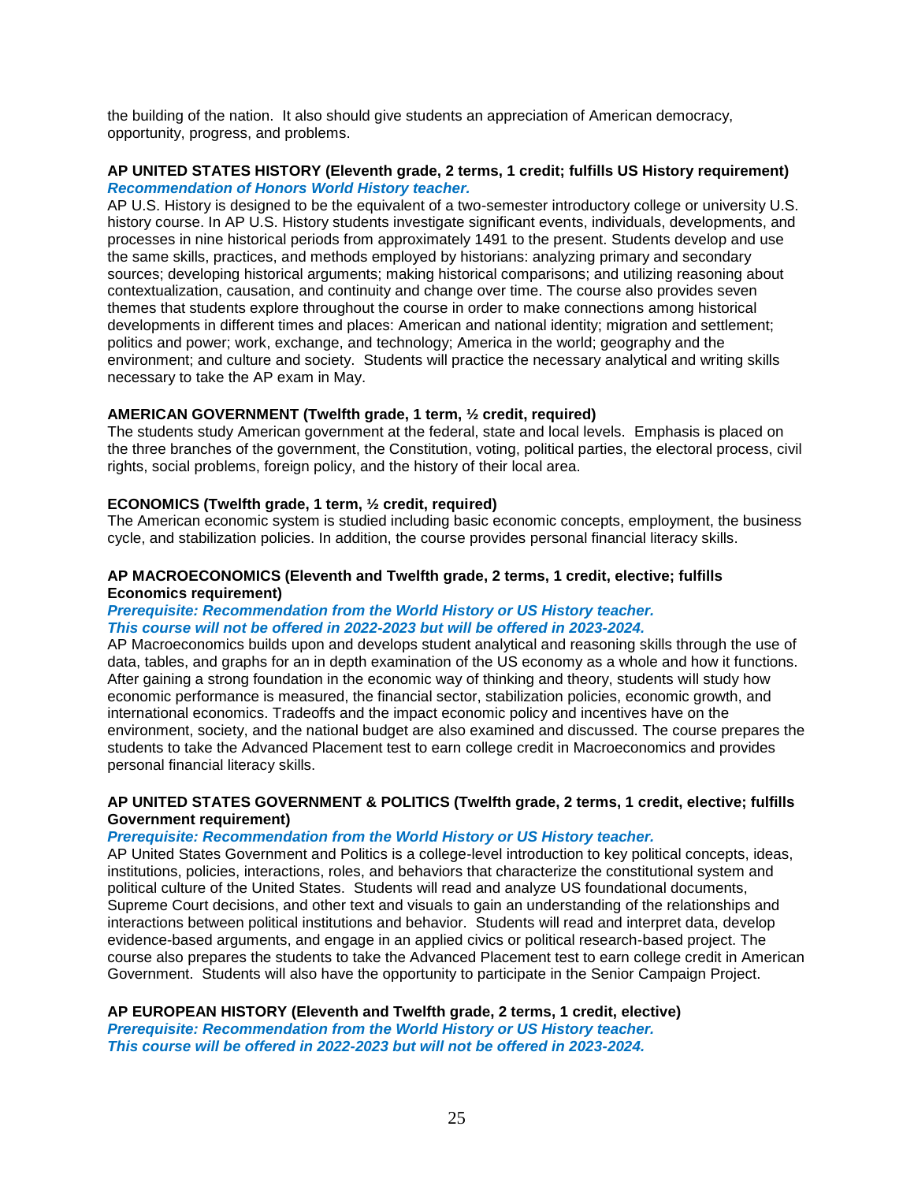the building of the nation. It also should give students an appreciation of American democracy, opportunity, progress, and problems.

**AP UNITED STATES HISTORY (Eleventh grade, 2 terms, 1 credit; fulfills US History requirement)**
***Recommendation of Honors World History teacher.***
AP U.S. History is designed to be the equivalent of a two-semester introductory college or university U.S. history course. In AP U.S. History students investigate significant events, individuals, developments, and processes in nine historical periods from approximately 1491 to the present. Students develop and use the same skills, practices, and methods employed by historians: analyzing primary and secondary sources; developing historical arguments; making historical comparisons; and utilizing reasoning about contextualization, causation, and continuity and change over time. The course also provides seven themes that students explore throughout the course in order to make connections among historical developments in different times and places: American and national identity; migration and settlement; politics and power; work, exchange, and technology; America in the world; geography and the environment; and culture and society. Students will practice the necessary analytical and writing skills necessary to take the AP exam in May.

**AMERICAN GOVERNMENT (Twelfth grade, 1 term, ½ credit, required)**
The students study American government at the federal, state and local levels. Emphasis is placed on the three branches of the government, the Constitution, voting, political parties, the electoral process, civil rights, social problems, foreign policy, and the history of their local area.

**ECONOMICS (Twelfth grade, 1 term, ½ credit, required)**
The American economic system is studied including basic economic concepts, employment, the business cycle, and stabilization policies. In addition, the course provides personal financial literacy skills.

**AP MACROECONOMICS (Eleventh and Twelfth grade, 2 terms, 1 credit, elective; fulfills Economics requirement)**
***Prerequisite: Recommendation from the World History or US History teacher.***
***This course will not be offered in 2022-2023 but will be offered in 2023-2024.***
AP Macroeconomics builds upon and develops student analytical and reasoning skills through the use of data, tables, and graphs for an in depth examination of the US economy as a whole and how it functions. After gaining a strong foundation in the economic way of thinking and theory, students will study how economic performance is measured, the financial sector, stabilization policies, economic growth, and international economics. Tradeoffs and the impact economic policy and incentives have on the environment, society, and the national budget are also examined and discussed. The course prepares the students to take the Advanced Placement test to earn college credit in Macroeconomics and provides personal financial literacy skills.

**AP UNITED STATES GOVERNMENT & POLITICS (Twelfth grade, 2 terms, 1 credit, elective; fulfills Government requirement)**
***Prerequisite: Recommendation from the World History or US History teacher.***
AP United States Government and Politics is a college-level introduction to key political concepts, ideas, institutions, policies, interactions, roles, and behaviors that characterize the constitutional system and political culture of the United States. Students will read and analyze US foundational documents, Supreme Court decisions, and other text and visuals to gain an understanding of the relationships and interactions between political institutions and behavior. Students will read and interpret data, develop evidence-based arguments, and engage in an applied civics or political research-based project. The course also prepares the students to take the Advanced Placement test to earn college credit in American Government. Students will also have the opportunity to participate in the Senior Campaign Project.

**AP EUROPEAN HISTORY (Eleventh and Twelfth grade, 2 terms, 1 credit, elective)**
***Prerequisite: Recommendation from the World History or US History teacher.***
***This course will be offered in 2022-2023 but will not be offered in 2023-2024.***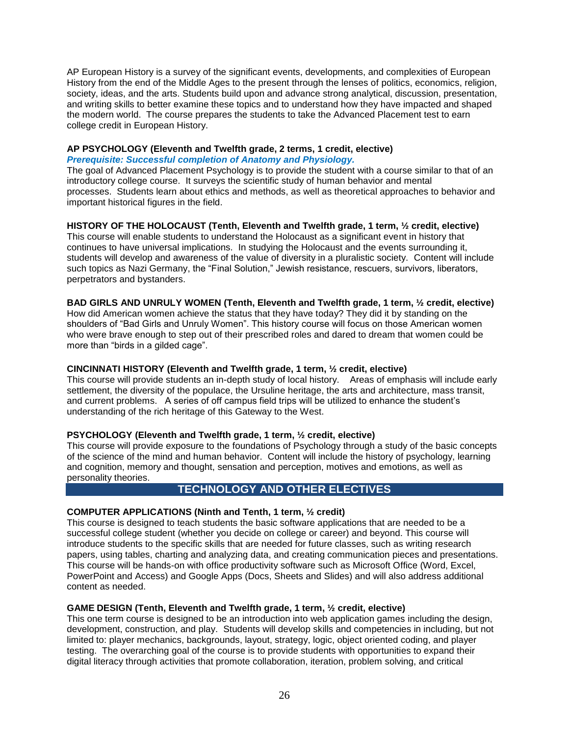AP European History is a survey of the significant events, developments, and complexities of European History from the end of the Middle Ages to the present through the lenses of politics, economics, religion, society, ideas, and the arts. Students build upon and advance strong analytical, discussion, presentation, and writing skills to better examine these topics and to understand how they have impacted and shaped the modern world. The course prepares the students to take the Advanced Placement test to earn college credit in European History.

**AP PSYCHOLOGY (Eleventh and Twelfth grade, 2 terms, 1 credit, elective)**
***Prerequisite: Successful completion of Anatomy and Physiology.***
The goal of Advanced Placement Psychology is to provide the student with a course similar to that of an introductory college course. It surveys the scientific study of human behavior and mental processes. Students learn about ethics and methods, as well as theoretical approaches to behavior and important historical figures in the field.

**HISTORY OF THE HOLOCAUST (Tenth, Eleventh and Twelfth grade, 1 term, ½ credit, elective)**
This course will enable students to understand the Holocaust as a significant event in history that continues to have universal implications. In studying the Holocaust and the events surrounding it, students will develop and awareness of the value of diversity in a pluralistic society. Content will include such topics as Nazi Germany, the "Final Solution," Jewish resistance, rescuers, survivors, liberators, perpetrators and bystanders.

**BAD GIRLS AND UNRULY WOMEN (Tenth, Eleventh and Twelfth grade, 1 term, ½ credit, elective)**
How did American women achieve the status that they have today? They did it by standing on the shoulders of "Bad Girls and Unruly Women". This history course will focus on those American women who were brave enough to step out of their prescribed roles and dared to dream that women could be more than "birds in a gilded cage".

**CINCINNATI HISTORY (Eleventh and Twelfth grade, 1 term, ½ credit, elective)**
This course will provide students an in-depth study of local history. Areas of emphasis will include early settlement, the diversity of the populace, the Ursuline heritage, the arts and architecture, mass transit, and current problems. A series of off campus field trips will be utilized to enhance the student's understanding of the rich heritage of this Gateway to the West.

**PSYCHOLOGY (Eleventh and Twelfth grade, 1 term, ½ credit, elective)**
This course will provide exposure to the foundations of Psychology through a study of the basic concepts of the science of the mind and human behavior. Content will include the history of psychology, learning and cognition, memory and thought, sensation and perception, motives and emotions, as well as personality theories.

## TECHNOLOGY AND OTHER ELECTIVES

**COMPUTER APPLICATIONS (Ninth and Tenth, 1 term, ½ credit)**
This course is designed to teach students the basic software applications that are needed to be a successful college student (whether you decide on college or career) and beyond. This course will introduce students to the specific skills that are needed for future classes, such as writing research papers, using tables, charting and analyzing data, and creating communication pieces and presentations. This course will be hands-on with office productivity software such as Microsoft Office (Word, Excel, PowerPoint and Access) and Google Apps (Docs, Sheets and Slides) and will also address additional content as needed.

**GAME DESIGN (Tenth, Eleventh and Twelfth grade, 1 term, ½ credit, elective)**
This one term course is designed to be an introduction into web application games including the design, development, construction, and play. Students will develop skills and competencies in including, but not limited to: player mechanics, backgrounds, layout, strategy, logic, object oriented coding, and player testing. The overarching goal of the course is to provide students with opportunities to expand their digital literacy through activities that promote collaboration, iteration, problem solving, and critical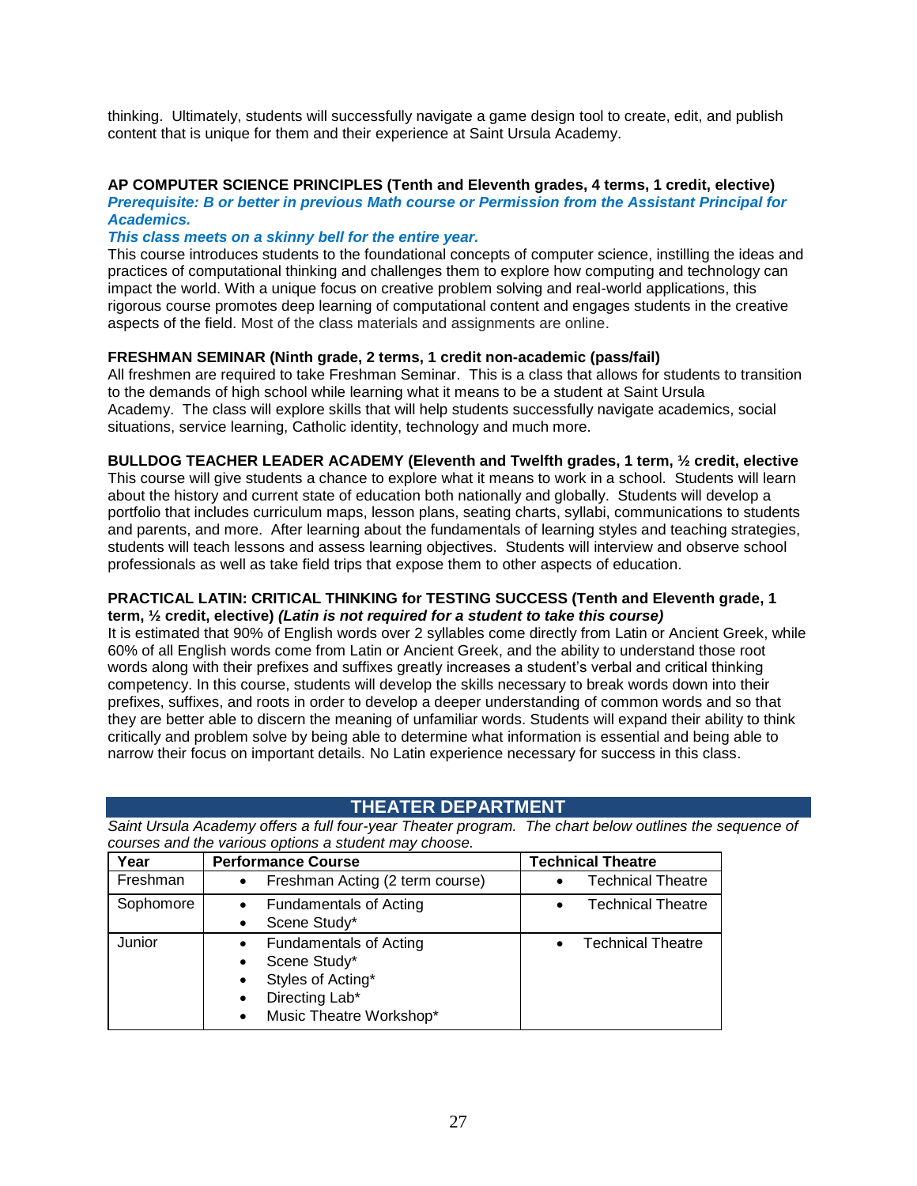thinking. Ultimately, students will successfully navigate a game design tool to create, edit, and publish content that is unique for them and their experience at Saint Ursula Academy.

**AP COMPUTER SCIENCE PRINCIPLES (Tenth and Eleventh grades, 4 terms, 1 credit, elective)**
***Prerequisite: B or better in previous Math course or Permission from the Assistant Principal for Academics.***
***This class meets on a skinny bell for the entire year.***
This course introduces students to the foundational concepts of computer science, instilling the ideas and practices of computational thinking and challenges them to explore how computing and technology can impact the world. With a unique focus on creative problem solving and real-world applications, this rigorous course promotes deep learning of computational content and engages students in the creative aspects of the field. Most of the class materials and assignments are online.

**FRESHMAN SEMINAR (Ninth grade, 2 terms, 1 credit non-academic (pass/fail)**
All freshmen are required to take Freshman Seminar. This is a class that allows for students to transition to the demands of high school while learning what it means to be a student at Saint Ursula Academy. The class will explore skills that will help students successfully navigate academics, social situations, service learning, Catholic identity, technology and much more.

**BULLDOG TEACHER LEADER ACADEMY (Eleventh and Twelfth grades, 1 term, ½ credit, elective**
This course will give students a chance to explore what it means to work in a school. Students will learn about the history and current state of education both nationally and globally. Students will develop a portfolio that includes curriculum maps, lesson plans, seating charts, syllabi, communications to students and parents, and more. After learning about the fundamentals of learning styles and teaching strategies, students will teach lessons and assess learning objectives. Students will interview and observe school professionals as well as take field trips that expose them to other aspects of education.

**PRACTICAL LATIN: CRITICAL THINKING for TESTING SUCCESS (Tenth and Eleventh grade, 1 term, ½ credit, elective)** ***(Latin is not required for a student to take this course)***
It is estimated that 90% of English words over 2 syllables come directly from Latin or Ancient Greek, while 60% of all English words come from Latin or Ancient Greek, and the ability to understand those root words along with their prefixes and suffixes greatly increases a student's verbal and critical thinking competency. In this course, students will develop the skills necessary to break words down into their prefixes, suffixes, and roots in order to develop a deeper understanding of common words and so that they are better able to discern the meaning of unfamiliar words. Students will expand their ability to think critically and problem solve by being able to determine what information is essential and being able to narrow their focus on important details. No Latin experience necessary for success in this class.

## THEATER DEPARTMENT

*Saint Ursula Academy offers a full four-year Theater program. The chart below outlines the sequence of courses and the various options a student may choose.*

| Year | Performance Course | Technical Theatre |
|---|---|---|
| Freshman | • Freshman Acting (2 term course) | • Technical Theatre |
| Sophomore | • Fundamentals of Acting<br>• Scene Study* | • Technical Theatre |
| Junior | • Fundamentals of Acting<br>• Scene Study*<br>• Styles of Acting*<br>• Directing Lab*<br>• Music Theatre Workshop* | • Technical Theatre |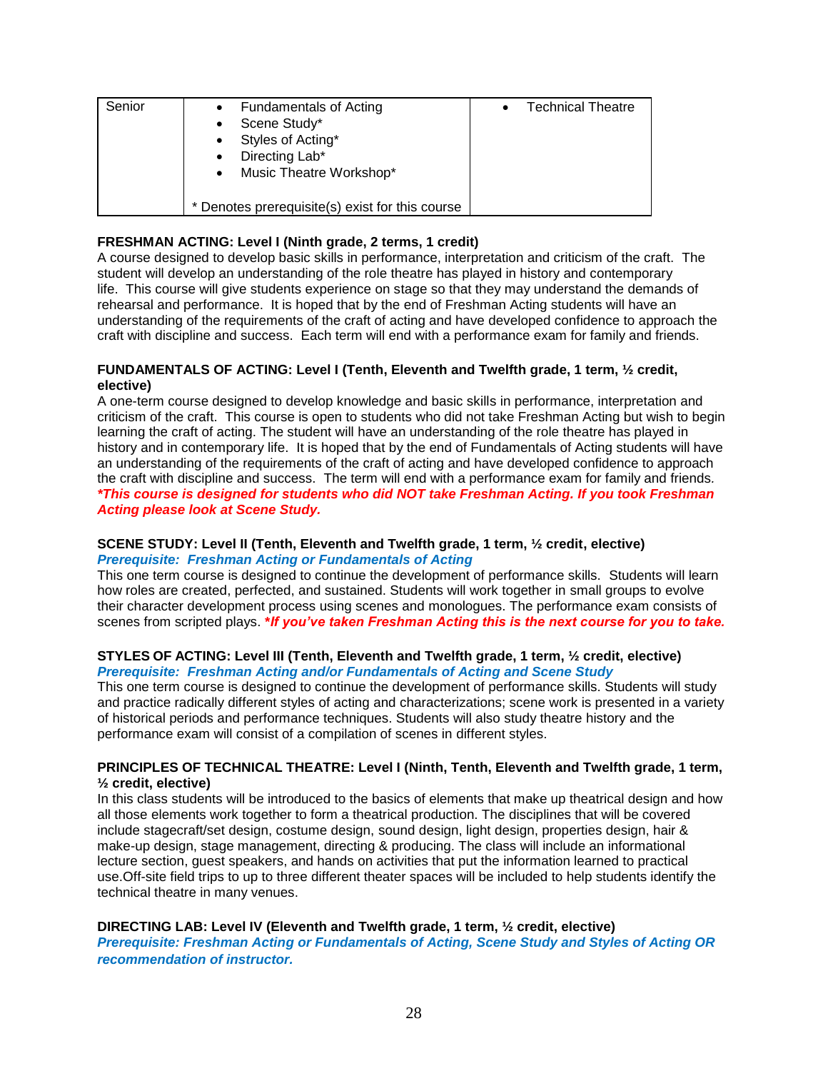| Senior | • Fundamentals of Acting<br>• Scene Study*<br>• Styles of Acting*<br>• Directing Lab*<br>• Music Theatre Workshop*<br><br>* Denotes prerequisite(s) exist for this course | • Technical Theatre |
|---|---|---|

**FRESHMAN ACTING: Level I (Ninth grade, 2 terms, 1 credit)**
A course designed to develop basic skills in performance, interpretation and criticism of the craft. The student will develop an understanding of the role theatre has played in history and contemporary life. This course will give students experience on stage so that they may understand the demands of rehearsal and performance. It is hoped that by the end of Freshman Acting students will have an understanding of the requirements of the craft of acting and have developed confidence to approach the craft with discipline and success. Each term will end with a performance exam for family and friends.

**FUNDAMENTALS OF ACTING: Level I (Tenth, Eleventh and Twelfth grade, 1 term, ½ credit, elective)**
A one-term course designed to develop knowledge and basic skills in performance, interpretation and criticism of the craft. This course is open to students who did not take Freshman Acting but wish to begin learning the craft of acting. The student will have an understanding of the role theatre has played in history and in contemporary life. It is hoped that by the end of Fundamentals of Acting students will have an understanding of the requirements of the craft of acting and have developed confidence to approach the craft with discipline and success. The term will end with a performance exam for family and friends.
***This course is designed for students who did NOT take Freshman Acting. If you took Freshman Acting please look at Scene Study.***

**SCENE STUDY: Level II (Tenth, Eleventh and Twelfth grade, 1 term, ½ credit, elective)**
***Prerequisite: Freshman Acting or Fundamentals of Acting***
This one term course is designed to continue the development of performance skills. Students will learn how roles are created, perfected, and sustained. Students will work together in small groups to evolve their character development process using scenes and monologues. The performance exam consists of scenes from scripted plays. ***If you've taken Freshman Acting this is the next course for you to take.***

**STYLES OF ACTING: Level III (Tenth, Eleventh and Twelfth grade, 1 term, ½ credit, elective)**
***Prerequisite: Freshman Acting and/or Fundamentals of Acting and Scene Study***
This one term course is designed to continue the development of performance skills. Students will study and practice radically different styles of acting and characterizations; scene work is presented in a variety of historical periods and performance techniques. Students will also study theatre history and the performance exam will consist of a compilation of scenes in different styles.

**PRINCIPLES OF TECHNICAL THEATRE: Level I (Ninth, Tenth, Eleventh and Twelfth grade, 1 term, ½ credit, elective)**
In this class students will be introduced to the basics of elements that make up theatrical design and how all those elements work together to form a theatrical production. The disciplines that will be covered include stagecraft/set design, costume design, sound design, light design, properties design, hair & make-up design, stage management, directing & producing. The class will include an informational lecture section, guest speakers, and hands on activities that put the information learned to practical use.Off-site field trips to up to three different theater spaces will be included to help students identify the technical theatre in many venues.

**DIRECTING LAB: Level IV (Eleventh and Twelfth grade, 1 term, ½ credit, elective)**
***Prerequisite: Freshman Acting or Fundamentals of Acting, Scene Study and Styles of Acting OR recommendation of instructor.***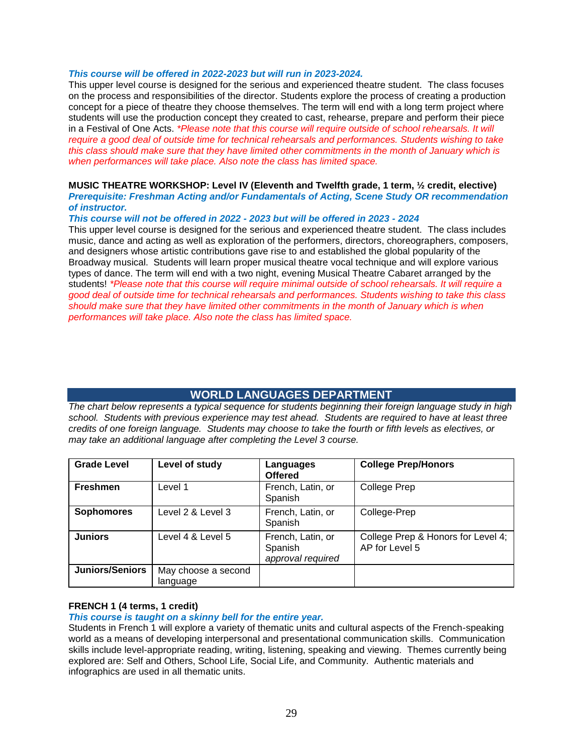***This course will be offered in 2022-2023 but will run in 2023-2024.***
This upper level course is designed for the serious and experienced theatre student. The class focuses on the process and responsibilities of the director. Students explore the process of creating a production concept for a piece of theatre they choose themselves. The term will end with a long term project where students will use the production concept they created to cast, rehearse, prepare and perform their piece in a Festival of One Acts. *\*Please note that this course will require outside of school rehearsals. It will require a good deal of outside time for technical rehearsals and performances. Students wishing to take this class should make sure that they have limited other commitments in the month of January which is when performances will take place. Also note the class has limited space.*

**MUSIC THEATRE WORKSHOP: Level IV (Eleventh and Twelfth grade, 1 term, ½ credit, elective)**
***Prerequisite: Freshman Acting and/or Fundamentals of Acting, Scene Study OR recommendation of instructor.***
***This course will not be offered in 2022 - 2023 but will be offered in 2023 - 2024***
This upper level course is designed for the serious and experienced theatre student. The class includes music, dance and acting as well as exploration of the performers, directors, choreographers, composers, and designers whose artistic contributions gave rise to and established the global popularity of the Broadway musical. Students will learn proper musical theatre vocal technique and will explore various types of dance. The term will end with a two night, evening Musical Theatre Cabaret arranged by the students! *\*Please note that this course will require minimal outside of school rehearsals. It will require a good deal of outside time for technical rehearsals and performances. Students wishing to take this class should make sure that they have limited other commitments in the month of January which is when performances will take place. Also note the class has limited space.*

## WORLD LANGUAGES DEPARTMENT

*The chart below represents a typical sequence for students beginning their foreign language study in high school. Students with previous experience may test ahead. Students are required to have at least three credits of one foreign language. Students may choose to take the fourth or fifth levels as electives, or may take an additional language after completing the Level 3 course.*

| Grade Level | Level of study | Languages Offered | College Prep/Honors |
|---|---|---|---|
| **Freshmen** | Level 1 | French, Latin, or Spanish | College Prep |
| **Sophomores** | Level 2 & Level 3 | French, Latin, or Spanish | College-Prep |
| **Juniors** | Level 4 & Level 5 | French, Latin, or Spanish *approval required* | College Prep & Honors for Level 4; AP for Level 5 |
| **Juniors/Seniors** | May choose a second language | | |

**FRENCH 1 (4 terms, 1 credit)**
***This course is taught on a skinny bell for the entire year.***
Students in French 1 will explore a variety of thematic units and cultural aspects of the French-speaking world as a means of developing interpersonal and presentational communication skills. Communication skills include level-appropriate reading, writing, listening, speaking and viewing. Themes currently being explored are: Self and Others, School Life, Social Life, and Community. Authentic materials and infographics are used in all thematic units.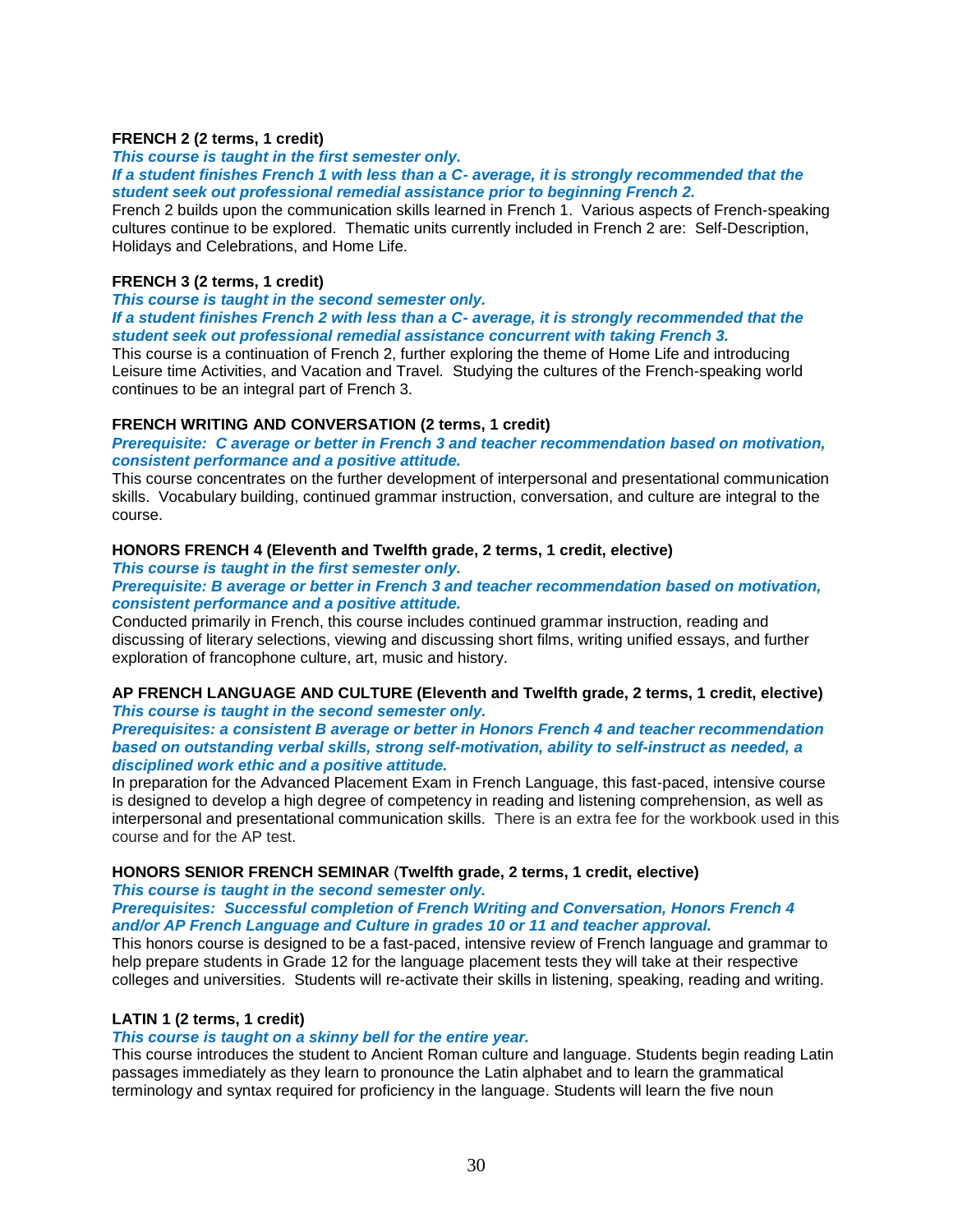**FRENCH 2 (2 terms, 1 credit)**

***This course is taught in the first semester only.***

***If a student finishes French 1 with less than a C- average, it is strongly recommended that the student seek out professional remedial assistance prior to beginning French 2.***

French 2 builds upon the communication skills learned in French 1. Various aspects of French-speaking cultures continue to be explored. Thematic units currently included in French 2 are: Self-Description, Holidays and Celebrations, and Home Life.

**FRENCH 3 (2 terms, 1 credit)**

***This course is taught in the second semester only.***

***If a student finishes French 2 with less than a C- average, it is strongly recommended that the student seek out professional remedial assistance concurrent with taking French 3.***

This course is a continuation of French 2, further exploring the theme of Home Life and introducing Leisure time Activities, and Vacation and Travel. Studying the cultures of the French-speaking world continues to be an integral part of French 3.

**FRENCH WRITING AND CONVERSATION (2 terms, 1 credit)**

***Prerequisite: C average or better in French 3 and teacher recommendation based on motivation, consistent performance and a positive attitude.***

This course concentrates on the further development of interpersonal and presentational communication skills. Vocabulary building, continued grammar instruction, conversation, and culture are integral to the course.

**HONORS FRENCH 4 (Eleventh and Twelfth grade, 2 terms, 1 credit, elective)**

***This course is taught in the first semester only.***

***Prerequisite: B average or better in French 3 and teacher recommendation based on motivation, consistent performance and a positive attitude.***

Conducted primarily in French, this course includes continued grammar instruction, reading and discussing of literary selections, viewing and discussing short films, writing unified essays, and further exploration of francophone culture, art, music and history.

**AP FRENCH LANGUAGE AND CULTURE (Eleventh and Twelfth grade, 2 terms, 1 credit, elective)**

***This course is taught in the second semester only.***

***Prerequisites: a consistent B average or better in Honors French 4 and teacher recommendation based on outstanding verbal skills, strong self-motivation, ability to self-instruct as needed, a disciplined work ethic and a positive attitude.***

In preparation for the Advanced Placement Exam in French Language, this fast-paced, intensive course is designed to develop a high degree of competency in reading and listening comprehension, as well as interpersonal and presentational communication skills. There is an extra fee for the workbook used in this course and for the AP test.

**HONORS SENIOR FRENCH SEMINAR (Twelfth grade, 2 terms, 1 credit, elective)**

***This course is taught in the second semester only.***

***Prerequisites: Successful completion of French Writing and Conversation, Honors French 4 and/or AP French Language and Culture in grades 10 or 11 and teacher approval.***

This honors course is designed to be a fast-paced, intensive review of French language and grammar to help prepare students in Grade 12 for the language placement tests they will take at their respective colleges and universities. Students will re-activate their skills in listening, speaking, reading and writing.

**LATIN 1 (2 terms, 1 credit)**

***This course is taught on a skinny bell for the entire year.***

This course introduces the student to Ancient Roman culture and language. Students begin reading Latin passages immediately as they learn to pronounce the Latin alphabet and to learn the grammatical terminology and syntax required for proficiency in the language. Students will learn the five noun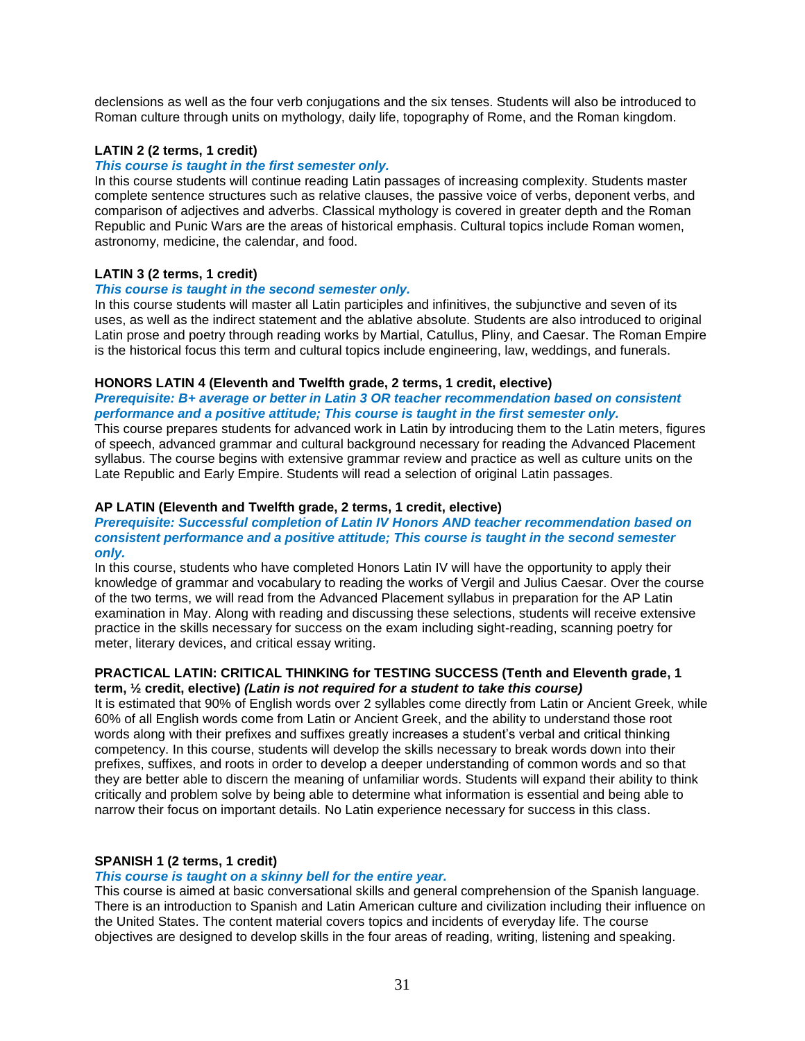declensions as well as the four verb conjugations and the six tenses. Students will also be introduced to Roman culture through units on mythology, daily life, topography of Rome, and the Roman kingdom.

**LATIN 2 (2 terms, 1 credit)**

***This course is taught in the first semester only.***

In this course students will continue reading Latin passages of increasing complexity. Students master complete sentence structures such as relative clauses, the passive voice of verbs, deponent verbs, and comparison of adjectives and adverbs. Classical mythology is covered in greater depth and the Roman Republic and Punic Wars are the areas of historical emphasis. Cultural topics include Roman women, astronomy, medicine, the calendar, and food.

**LATIN 3 (2 terms, 1 credit)**

***This course is taught in the second semester only.***

In this course students will master all Latin participles and infinitives, the subjunctive and seven of its uses, as well as the indirect statement and the ablative absolute. Students are also introduced to original Latin prose and poetry through reading works by Martial, Catullus, Pliny, and Caesar. The Roman Empire is the historical focus this term and cultural topics include engineering, law, weddings, and funerals.

**HONORS LATIN 4 (Eleventh and Twelfth grade, 2 terms, 1 credit, elective)**

***Prerequisite: B+ average or better in Latin 3 OR teacher recommendation based on consistent performance and a positive attitude; This course is taught in the first semester only.***

This course prepares students for advanced work in Latin by introducing them to the Latin meters, figures of speech, advanced grammar and cultural background necessary for reading the Advanced Placement syllabus. The course begins with extensive grammar review and practice as well as culture units on the Late Republic and Early Empire. Students will read a selection of original Latin passages.

**AP LATIN (Eleventh and Twelfth grade, 2 terms, 1 credit, elective)**

***Prerequisite: Successful completion of Latin IV Honors AND teacher recommendation based on consistent performance and a positive attitude; This course is taught in the second semester only.***

In this course, students who have completed Honors Latin IV will have the opportunity to apply their knowledge of grammar and vocabulary to reading the works of Vergil and Julius Caesar. Over the course of the two terms, we will read from the Advanced Placement syllabus in preparation for the AP Latin examination in May. Along with reading and discussing these selections, students will receive extensive practice in the skills necessary for success on the exam including sight-reading, scanning poetry for meter, literary devices, and critical essay writing.

**PRACTICAL LATIN: CRITICAL THINKING for TESTING SUCCESS (Tenth and Eleventh grade, 1 term, ½ credit, elective)** ***(Latin is not required for a student to take this course)***

It is estimated that 90% of English words over 2 syllables come directly from Latin or Ancient Greek, while 60% of all English words come from Latin or Ancient Greek, and the ability to understand those root words along with their prefixes and suffixes greatly increases a student's verbal and critical thinking competency. In this course, students will develop the skills necessary to break words down into their prefixes, suffixes, and roots in order to develop a deeper understanding of common words and so that they are better able to discern the meaning of unfamiliar words. Students will expand their ability to think critically and problem solve by being able to determine what information is essential and being able to narrow their focus on important details. No Latin experience necessary for success in this class.

**SPANISH 1 (2 terms, 1 credit)**

***This course is taught on a skinny bell for the entire year.***

This course is aimed at basic conversational skills and general comprehension of the Spanish language. There is an introduction to Spanish and Latin American culture and civilization including their influence on the United States. The content material covers topics and incidents of everyday life. The course objectives are designed to develop skills in the four areas of reading, writing, listening and speaking.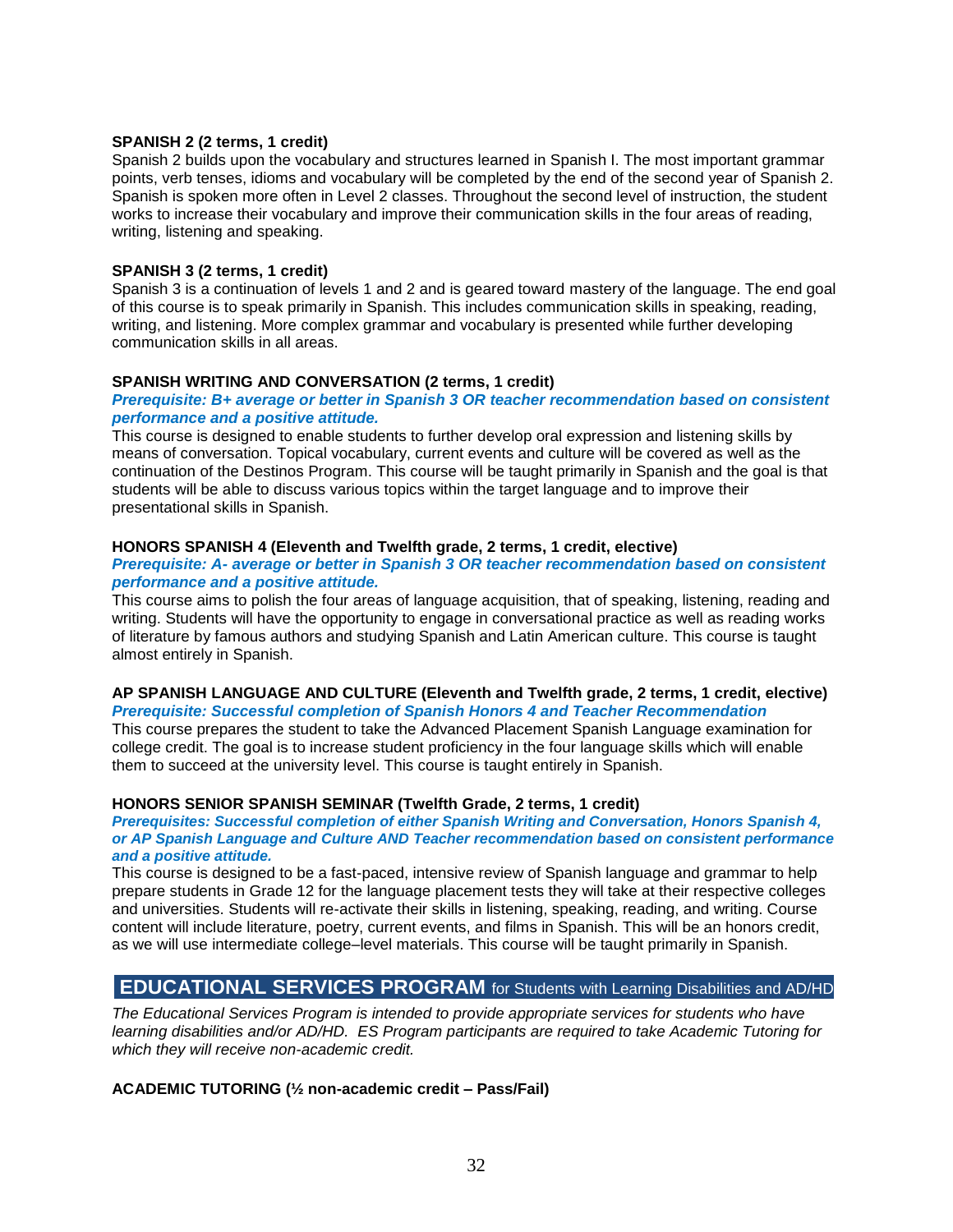**SPANISH 2 (2 terms, 1 credit)**
Spanish 2 builds upon the vocabulary and structures learned in Spanish I. The most important grammar points, verb tenses, idioms and vocabulary will be completed by the end of the second year of Spanish 2. Spanish is spoken more often in Level 2 classes. Throughout the second level of instruction, the student works to increase their vocabulary and improve their communication skills in the four areas of reading, writing, listening and speaking.

**SPANISH 3 (2 terms, 1 credit)**
Spanish 3 is a continuation of levels 1 and 2 and is geared toward mastery of the language. The end goal of this course is to speak primarily in Spanish. This includes communication skills in speaking, reading, writing, and listening. More complex grammar and vocabulary is presented while further developing communication skills in all areas.

**SPANISH WRITING AND CONVERSATION (2 terms, 1 credit)**
***Prerequisite: B+ average or better in Spanish 3 OR teacher recommendation based on consistent performance and a positive attitude.***
This course is designed to enable students to further develop oral expression and listening skills by means of conversation. Topical vocabulary, current events and culture will be covered as well as the continuation of the Destinos Program. This course will be taught primarily in Spanish and the goal is that students will be able to discuss various topics within the target language and to improve their presentational skills in Spanish.

**HONORS SPANISH 4 (Eleventh and Twelfth grade, 2 terms, 1 credit, elective)**
***Prerequisite: A- average or better in Spanish 3 OR teacher recommendation based on consistent performance and a positive attitude.***
This course aims to polish the four areas of language acquisition, that of speaking, listening, reading and writing. Students will have the opportunity to engage in conversational practice as well as reading works of literature by famous authors and studying Spanish and Latin American culture. This course is taught almost entirely in Spanish.

**AP SPANISH LANGUAGE AND CULTURE (Eleventh and Twelfth grade, 2 terms, 1 credit, elective)**
***Prerequisite: Successful completion of Spanish Honors 4 and Teacher Recommendation***
This course prepares the student to take the Advanced Placement Spanish Language examination for college credit. The goal is to increase student proficiency in the four language skills which will enable them to succeed at the university level. This course is taught entirely in Spanish.

**HONORS SENIOR SPANISH SEMINAR (Twelfth Grade, 2 terms, 1 credit)**
***Prerequisites: Successful completion of either Spanish Writing and Conversation, Honors Spanish 4, or AP Spanish Language and Culture AND Teacher recommendation based on consistent performance and a positive attitude.***
This course is designed to be a fast-paced, intensive review of Spanish language and grammar to help prepare students in Grade 12 for the language placement tests they will take at their respective colleges and universities. Students will re-activate their skills in listening, speaking, reading, and writing. Course content will include literature, poetry, current events, and films in Spanish. This will be an honors credit, as we will use intermediate college–level materials. This course will be taught primarily in Spanish.

## EDUCATIONAL SERVICES PROGRAM for Students with Learning Disabilities and AD/HD

*The Educational Services Program is intended to provide appropriate services for students who have learning disabilities and/or AD/HD. ES Program participants are required to take Academic Tutoring for which they will receive non-academic credit.*

**ACADEMIC TUTORING (½ non-academic credit – Pass/Fail)**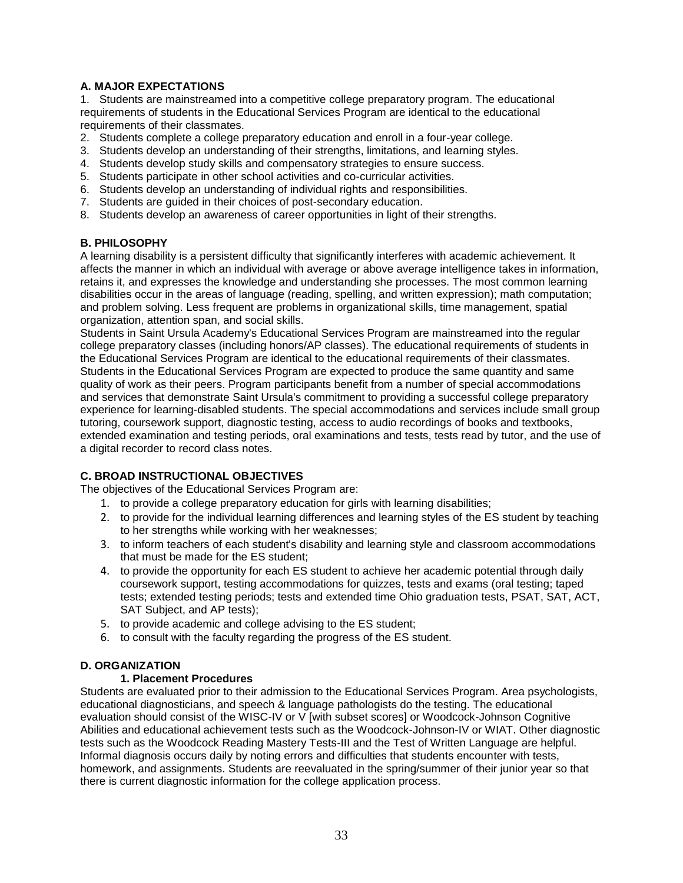## A. MAJOR EXPECTATIONS

1. Students are mainstreamed into a competitive college preparatory program. The educational requirements of students in the Educational Services Program are identical to the educational requirements of their classmates.
2. Students complete a college preparatory education and enroll in a four-year college.
3. Students develop an understanding of their strengths, limitations, and learning styles.
4. Students develop study skills and compensatory strategies to ensure success.
5. Students participate in other school activities and co-curricular activities.
6. Students develop an understanding of individual rights and responsibilities.
7. Students are guided in their choices of post-secondary education.
8. Students develop an awareness of career opportunities in light of their strengths.

## B. PHILOSOPHY

A learning disability is a persistent difficulty that significantly interferes with academic achievement. It affects the manner in which an individual with average or above average intelligence takes in information, retains it, and expresses the knowledge and understanding she processes. The most common learning disabilities occur in the areas of language (reading, spelling, and written expression); math computation; and problem solving. Less frequent are problems in organizational skills, time management, spatial organization, attention span, and social skills.

Students in Saint Ursula Academy's Educational Services Program are mainstreamed into the regular college preparatory classes (including honors/AP classes). The educational requirements of students in the Educational Services Program are identical to the educational requirements of their classmates. Students in the Educational Services Program are expected to produce the same quantity and same quality of work as their peers. Program participants benefit from a number of special accommodations and services that demonstrate Saint Ursula's commitment to providing a successful college preparatory experience for learning-disabled students. The special accommodations and services include small group tutoring, coursework support, diagnostic testing, access to audio recordings of books and textbooks, extended examination and testing periods, oral examinations and tests, tests read by tutor, and the use of a digital recorder to record class notes.

## C. BROAD INSTRUCTIONAL OBJECTIVES

The objectives of the Educational Services Program are:

1. to provide a college preparatory education for girls with learning disabilities;
2. to provide for the individual learning differences and learning styles of the ES student by teaching to her strengths while working with her weaknesses;
3. to inform teachers of each student's disability and learning style and classroom accommodations that must be made for the ES student;
4. to provide the opportunity for each ES student to achieve her academic potential through daily coursework support, testing accommodations for quizzes, tests and exams (oral testing; taped tests; extended testing periods; tests and extended time Ohio graduation tests, PSAT, SAT, ACT, SAT Subject, and AP tests);
5. to provide academic and college advising to the ES student;
6. to consult with the faculty regarding the progress of the ES student.

## D. ORGANIZATION

### 1. Placement Procedures

Students are evaluated prior to their admission to the Educational Services Program. Area psychologists, educational diagnosticians, and speech & language pathologists do the testing. The educational evaluation should consist of the WISC-IV or V [with subset scores] or Woodcock-Johnson Cognitive Abilities and educational achievement tests such as the Woodcock-Johnson-IV or WIAT. Other diagnostic tests such as the Woodcock Reading Mastery Tests-III and the Test of Written Language are helpful. Informal diagnosis occurs daily by noting errors and difficulties that students encounter with tests, homework, and assignments. Students are reevaluated in the spring/summer of their junior year so that there is current diagnostic information for the college application process.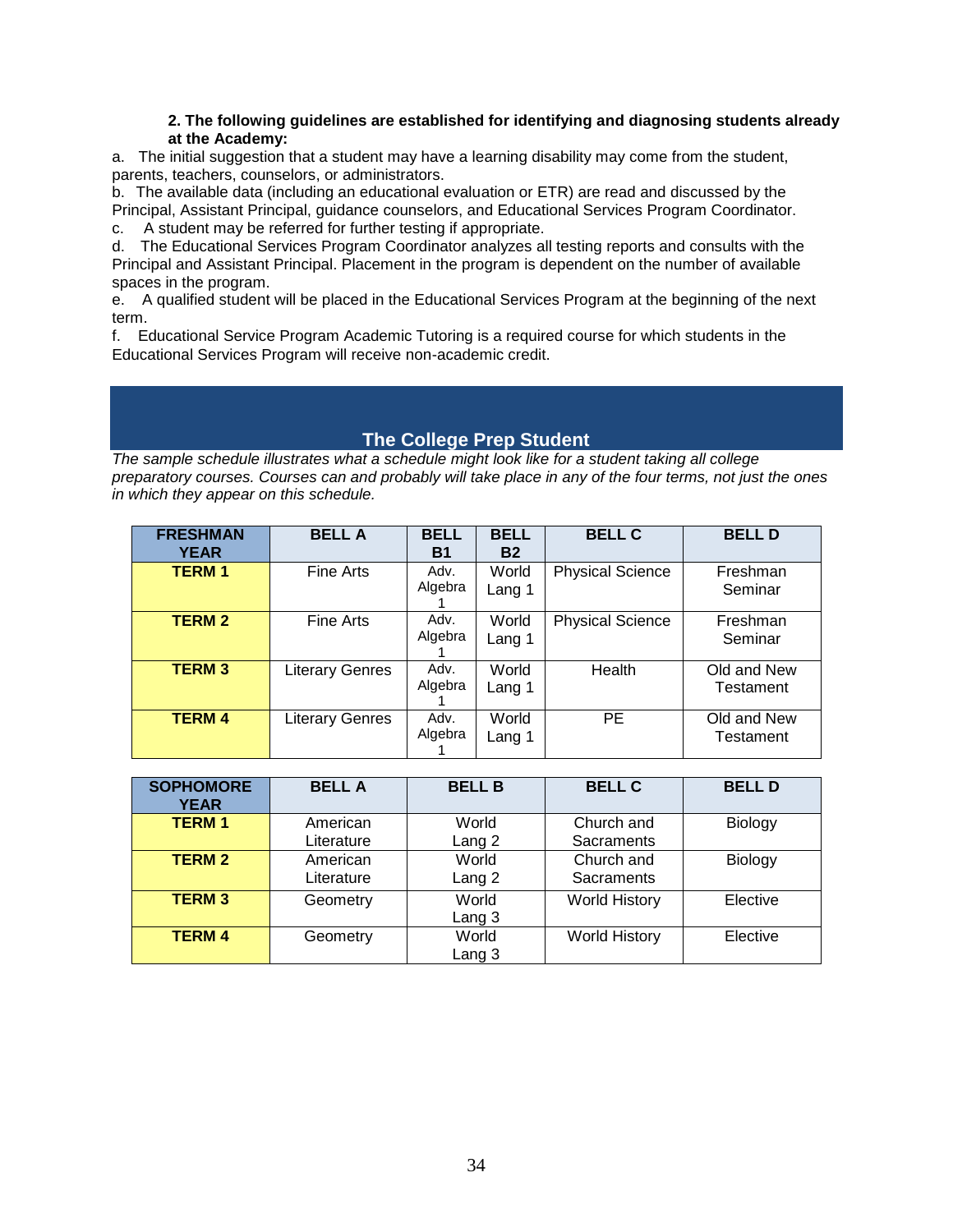**2. The following guidelines are established for identifying and diagnosing students already at the Academy:**

a. The initial suggestion that a student may have a learning disability may come from the student, parents, teachers, counselors, or administrators.
b. The available data (including an educational evaluation or ETR) are read and discussed by the Principal, Assistant Principal, guidance counselors, and Educational Services Program Coordinator.
c. A student may be referred for further testing if appropriate.
d. The Educational Services Program Coordinator analyzes all testing reports and consults with the Principal and Assistant Principal. Placement in the program is dependent on the number of available spaces in the program.
e. A qualified student will be placed in the Educational Services Program at the beginning of the next term.
f. Educational Service Program Academic Tutoring is a required course for which students in the Educational Services Program will receive non-academic credit.

## The College Prep Student

*The sample schedule illustrates what a schedule might look like for a student taking all college preparatory courses. Courses can and probably will take place in any of the four terms, not just the ones in which they appear on this schedule.*

| FRESHMAN YEAR | BELL A | BELL B1 | BELL B2 | BELL C | BELL D |
|---|---|---|---|---|---|
| **TERM 1** | Fine Arts | Adv. Algebra 1 | World Lang 1 | Physical Science | Freshman Seminar |
| **TERM 2** | Fine Arts | Adv. Algebra 1 | World Lang 1 | Physical Science | Freshman Seminar |
| **TERM 3** | Literary Genres | Adv. Algebra 1 | World Lang 1 | Health | Old and New Testament |
| **TERM 4** | Literary Genres | Adv. Algebra 1 | World Lang 1 | PE | Old and New Testament |

| SOPHOMORE YEAR | BELL A | BELL B | BELL C | BELL D |
|---|---|---|---|---|
| **TERM 1** | American Literature | World Lang 2 | Church and Sacraments | Biology |
| **TERM 2** | American Literature | World Lang 2 | Church and Sacraments | Biology |
| **TERM 3** | Geometry | World Lang 3 | World History | Elective |
| **TERM 4** | Geometry | World Lang 3 | World History | Elective |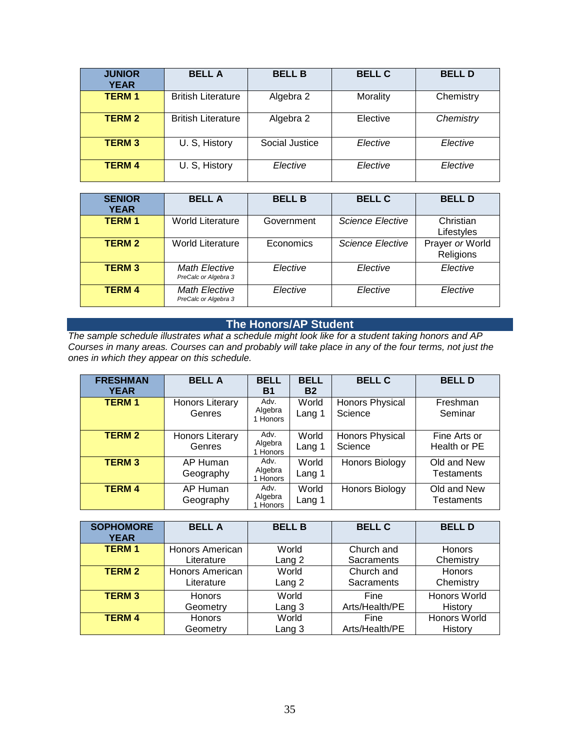| JUNIOR YEAR | BELL A | BELL B | BELL C | BELL D |
|---|---|---|---|---|
| **TERM 1** | British Literature | Algebra 2 | Morality | Chemistry |
| **TERM 2** | British Literature | Algebra 2 | Elective | *Chemistry* |
| **TERM 3** | U. S, History | Social Justice | *Elective* | *Elective* |
| **TERM 4** | U. S, History | *Elective* | *Elective* | *Elective* |

| SENIOR YEAR | BELL A | BELL B | BELL C | BELL D |
|---|---|---|---|---|
| **TERM 1** | World Literature | Government | *Science Elective* | Christian Lifestyles |
| **TERM 2** | World Literature | Economics | *Science Elective* | Prayer *or* World Religions |
| **TERM 3** | *Math Elective* *PreCalc or Algebra 3* | *Elective* | *Elective* | *Elective* |
| **TERM 4** | *Math Elective* *PreCalc or Algebra 3* | *Elective* | *Elective* | *Elective* |

## The Honors/AP Student

*The sample schedule illustrates what a schedule might look like for a student taking honors and AP Courses in many areas. Courses can and probably will take place in any of the four terms, not just the ones in which they appear on this schedule.*

| FRESHMAN YEAR | BELL A | BELL B1 | BELL B2 | BELL C | BELL D |
|---|---|---|---|---|---|
| **TERM 1** | Honors Literary Genres | Adv. Algebra 1 Honors | World Lang 1 | Honors Physical Science | Freshman Seminar |
| **TERM 2** | Honors Literary Genres | Adv. Algebra 1 Honors | World Lang 1 | Honors Physical Science | Fine Arts or Health or PE |
| **TERM 3** | AP Human Geography | Adv. Algebra 1 Honors | World Lang 1 | Honors Biology | Old and New Testaments |
| **TERM 4** | AP Human Geography | Adv. Algebra 1 Honors | World Lang 1 | Honors Biology | Old and New Testaments |

| SOPHOMORE YEAR | BELL A | BELL B | BELL C | BELL D |
|---|---|---|---|---|
| **TERM 1** | Honors American Literature | World Lang 2 | Church and Sacraments | Honors Chemistry |
| **TERM 2** | Honors American Literature | World Lang 2 | Church and Sacraments | Honors Chemistry |
| **TERM 3** | Honors Geometry | World Lang 3 | Fine Arts/Health/PE | Honors World History |
| **TERM 4** | Honors Geometry | World Lang 3 | Fine Arts/Health/PE | Honors World History |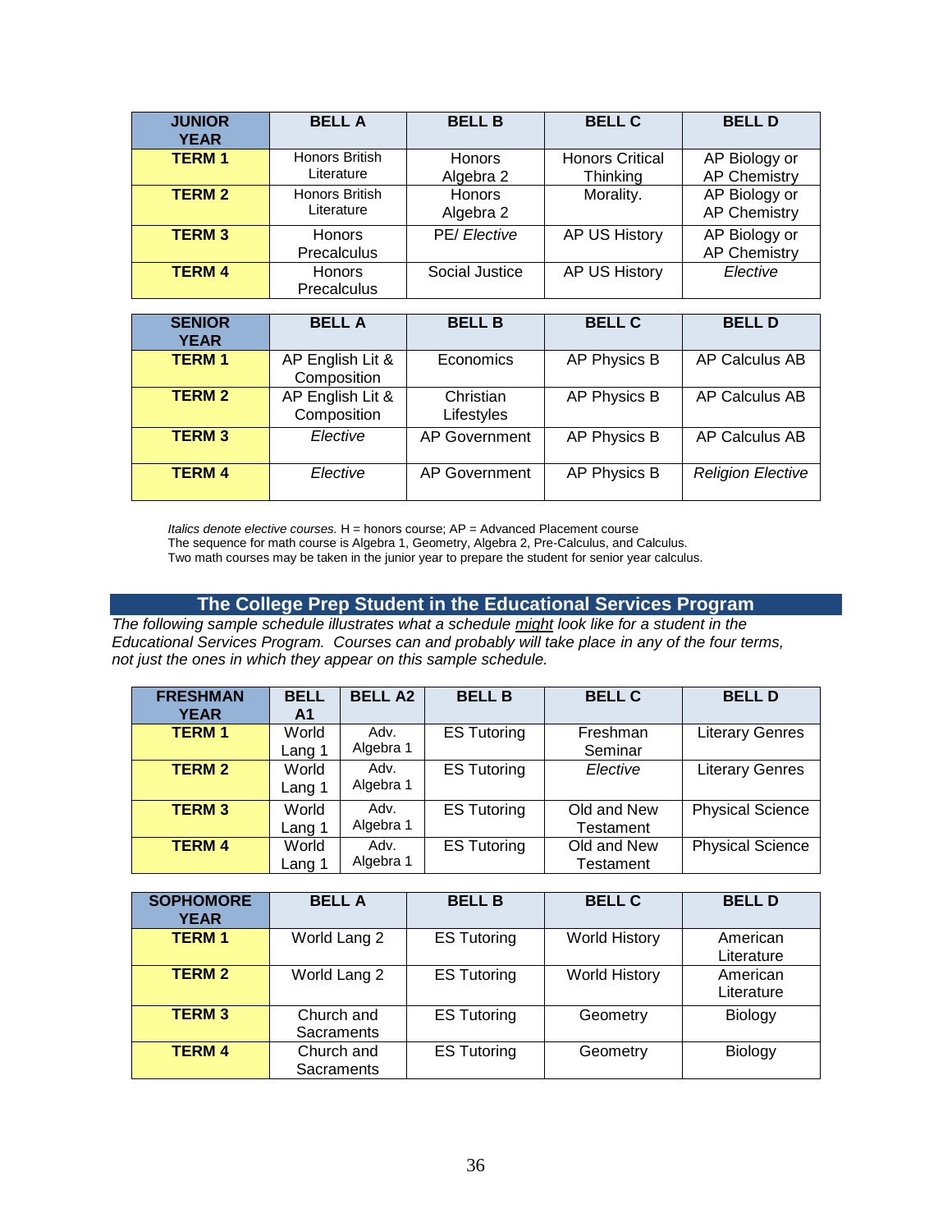| JUNIOR YEAR | BELL A | BELL B | BELL C | BELL D |
|---|---|---|---|---|
| TERM 1 | Honors British Literature | Honors Algebra 2 | Honors Critical Thinking | AP Biology or AP Chemistry |
| TERM 2 | Honors British Literature | Honors Algebra 2 | Morality. | AP Biology or AP Chemistry |
| TERM 3 | Honors Precalculus | PE/ *Elective* | AP US History | AP Biology or AP Chemistry |
| TERM 4 | Honors Precalculus | Social Justice | AP US History | *Elective* |

| SENIOR YEAR | BELL A | BELL B | BELL C | BELL D |
|---|---|---|---|---|
| TERM 1 | AP English Lit & Composition | Economics | AP Physics B | AP Calculus AB |
| TERM 2 | AP English Lit & Composition | Christian Lifestyles | AP Physics B | AP Calculus AB |
| TERM 3 | *Elective* | AP Government | AP Physics B | AP Calculus AB |
| TERM 4 | *Elective* | AP Government | AP Physics B | *Religion Elective* |

*Italics denote elective courses.* H = honors course; AP = Advanced Placement course
The sequence for math course is Algebra 1, Geometry, Algebra 2, Pre-Calculus, and Calculus.
Two math courses may be taken in the junior year to prepare the student for senior year calculus.

## The College Prep Student in the Educational Services Program

*The following sample schedule illustrates what a schedule might look like for a student in the Educational Services Program. Courses can and probably will take place in any of the four terms, not just the ones in which they appear on this sample schedule.*

| FRESHMAN YEAR | BELL A1 | BELL A2 | BELL B | BELL C | BELL D |
|---|---|---|---|---|---|
| TERM 1 | World Lang 1 | Adv. Algebra 1 | ES Tutoring | Freshman Seminar | Literary Genres |
| TERM 2 | World Lang 1 | Adv. Algebra 1 | ES Tutoring | *Elective* | Literary Genres |
| TERM 3 | World Lang 1 | Adv. Algebra 1 | ES Tutoring | Old and New Testament | Physical Science |
| TERM 4 | World Lang 1 | Adv. Algebra 1 | ES Tutoring | Old and New Testament | Physical Science |

| SOPHOMORE YEAR | BELL A | BELL B | BELL C | BELL D |
|---|---|---|---|---|
| TERM 1 | World Lang 2 | ES Tutoring | World History | American Literature |
| TERM 2 | World Lang 2 | ES Tutoring | World History | American Literature |
| TERM 3 | Church and Sacraments | ES Tutoring | Geometry | Biology |
| TERM 4 | Church and Sacraments | ES Tutoring | Geometry | Biology |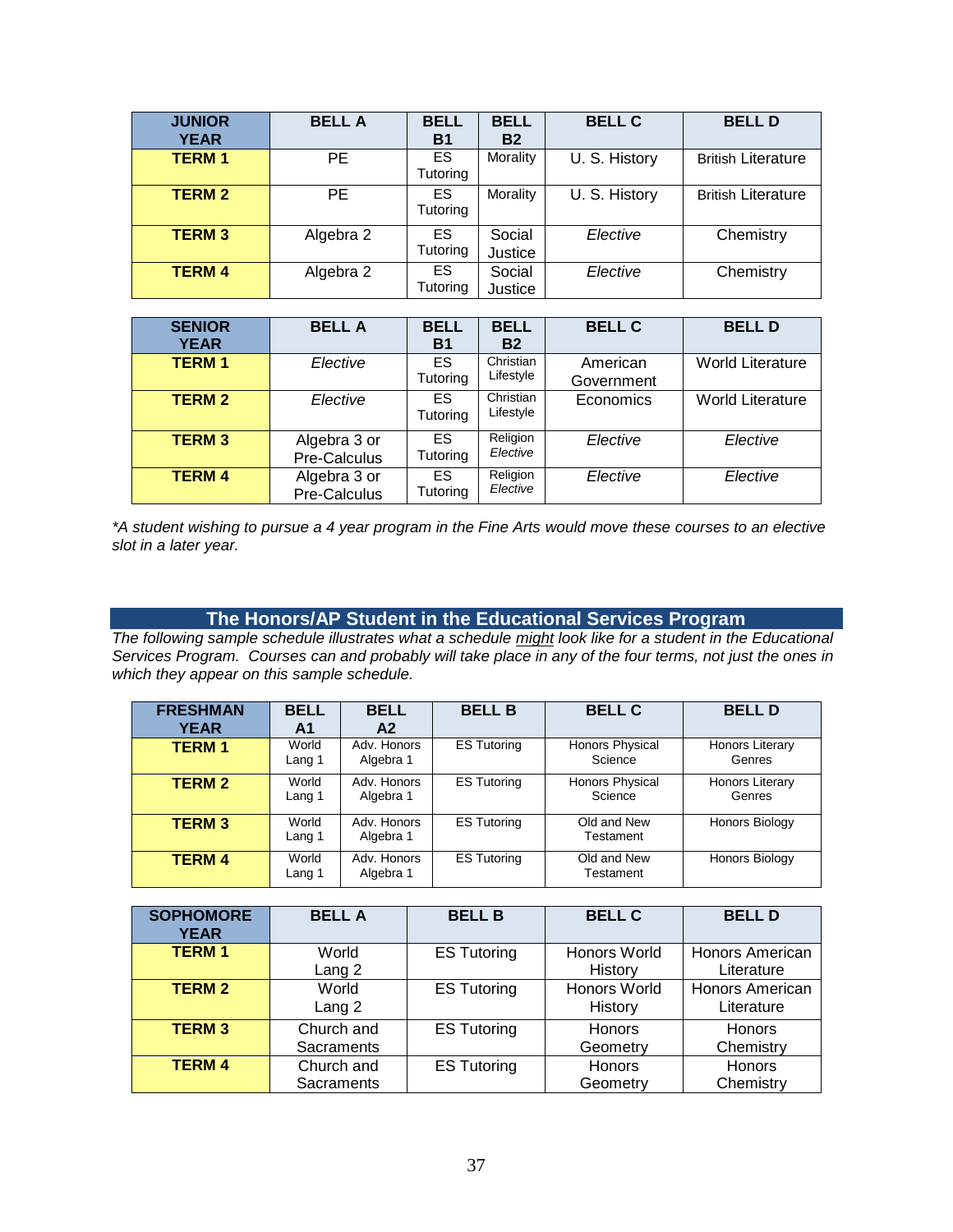| JUNIOR YEAR | BELL A | BELL B1 | BELL B2 | BELL C | BELL D |
|---|---|---|---|---|---|
| TERM 1 | PE | ES Tutoring | Morality | U. S. History | British Literature |
| TERM 2 | PE | ES Tutoring | Morality | U. S. History | British Literature |
| TERM 3 | Algebra 2 | ES Tutoring | Social Justice | *Elective* | Chemistry |
| TERM 4 | Algebra 2 | ES Tutoring | Social Justice | *Elective* | Chemistry |

| SENIOR YEAR | BELL A | BELL B1 | BELL B2 | BELL C | BELL D |
|---|---|---|---|---|---|
| TERM 1 | *Elective* | ES Tutoring | Christian Lifestyle | American Government | World Literature |
| TERM 2 | *Elective* | ES Tutoring | Christian Lifestyle | Economics | World Literature |
| TERM 3 | Algebra 3 or Pre-Calculus | ES Tutoring | Religion *Elective* | *Elective* | *Elective* |
| TERM 4 | Algebra 3 or Pre-Calculus | ES Tutoring | Religion *Elective* | *Elective* | *Elective* |

*\*A student wishing to pursue a 4 year program in the Fine Arts would move these courses to an elective slot in a later year.*

## The Honors/AP Student in the Educational Services Program

*The following sample schedule illustrates what a schedule might look like for a student in the Educational Services Program. Courses can and probably will take place in any of the four terms, not just the ones in which they appear on this sample schedule.*

| FRESHMAN YEAR | BELL A1 | BELL A2 | BELL B | BELL C | BELL D |
|---|---|---|---|---|---|
| TERM 1 | World Lang 1 | Adv. Honors Algebra 1 | ES Tutoring | Honors Physical Science | Honors Literary Genres |
| TERM 2 | World Lang 1 | Adv. Honors Algebra 1 | ES Tutoring | Honors Physical Science | Honors Literary Genres |
| TERM 3 | World Lang 1 | Adv. Honors Algebra 1 | ES Tutoring | Old and New Testament | Honors Biology |
| TERM 4 | World Lang 1 | Adv. Honors Algebra 1 | ES Tutoring | Old and New Testament | Honors Biology |

| SOPHOMORE YEAR | BELL A | BELL B | BELL C | BELL D |
|---|---|---|---|---|
| TERM 1 | World Lang 2 | ES Tutoring | Honors World History | Honors American Literature |
| TERM 2 | World Lang 2 | ES Tutoring | Honors World History | Honors American Literature |
| TERM 3 | Church and Sacraments | ES Tutoring | Honors Geometry | Honors Chemistry |
| TERM 4 | Church and Sacraments | ES Tutoring | Honors Geometry | Honors Chemistry |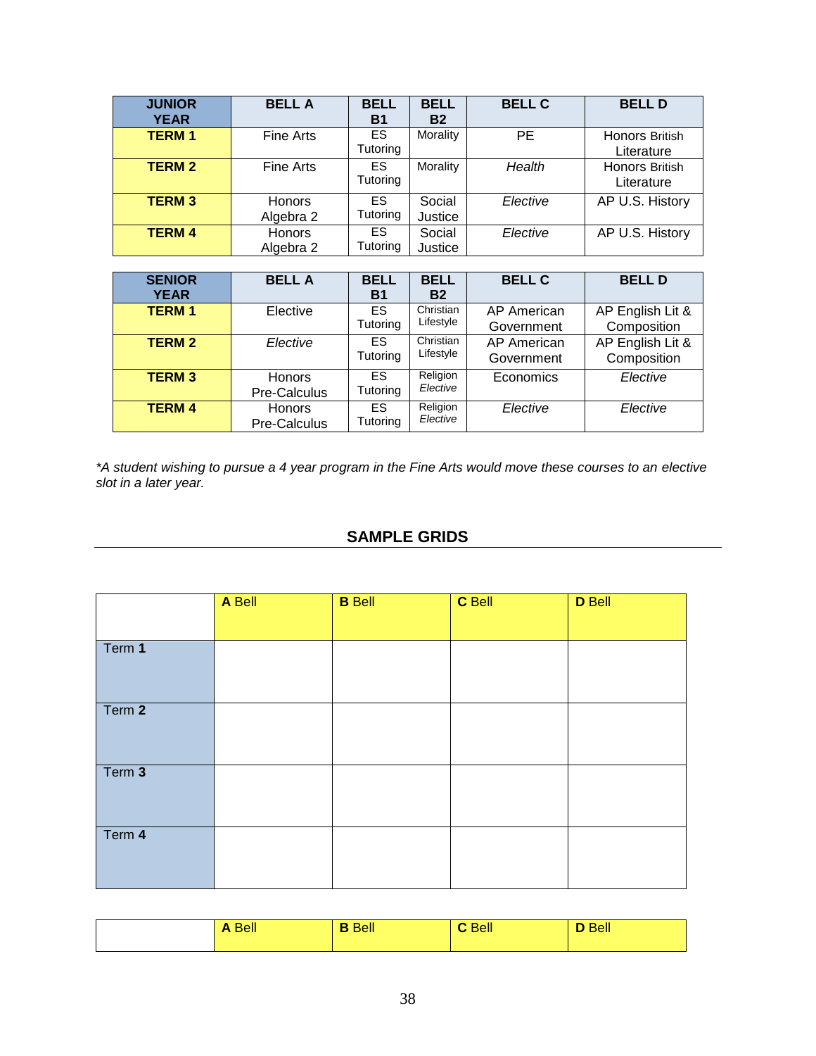| JUNIOR YEAR | BELL A | BELL B1 | BELL B2 | BELL C | BELL D |
|---|---|---|---|---|---|
| TERM 1 | Fine Arts | ES Tutoring | Morality | PE | Honors British Literature |
| TERM 2 | Fine Arts | ES Tutoring | Morality | *Health* | Honors British Literature |
| TERM 3 | Honors Algebra 2 | ES Tutoring | Social Justice | *Elective* | AP U.S. History |
| TERM 4 | Honors Algebra 2 | ES Tutoring | Social Justice | *Elective* | AP U.S. History |

| SENIOR YEAR | BELL A | BELL B1 | BELL B2 | BELL C | BELL D |
|---|---|---|---|---|---|
| TERM 1 | Elective | ES Tutoring | Christian Lifestyle | AP American Government | AP English Lit & Composition |
| TERM 2 | *Elective* | ES Tutoring | Christian Lifestyle | AP American Government | AP English Lit & Composition |
| TERM 3 | Honors Pre-Calculus | ES Tutoring | Religion *Elective* | Economics | *Elective* |
| TERM 4 | Honors Pre-Calculus | ES Tutoring | Religion *Elective* | *Elective* | *Elective* |

*\*A student wishing to pursue a 4 year program in the Fine Arts would move these courses to an elective slot in a later year.*

## SAMPLE GRIDS

| | **A** Bell | **B** Bell | **C** Bell | **D** Bell |
|---|---|---|---|---|
| Term **1** | | | | |
| Term **2** | | | | |
| Term **3** | | | | |
| Term **4** | | | | |

| | **A** Bell | **B** Bell | **C** Bell | **D** Bell |
|---|---|---|---|---|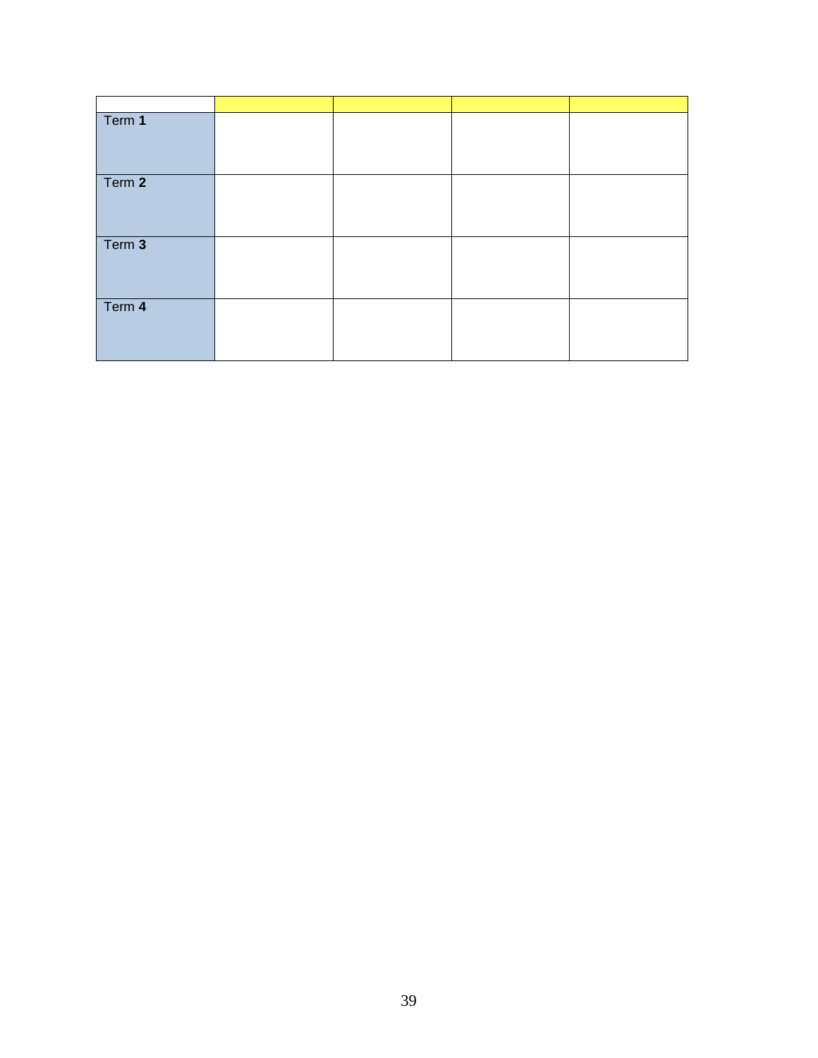| | | | | |
|---|---|---|---|---|
| Term **1** | | | | |
| Term **2** | | | | |
| Term **3** | | | | |
| Term **4** | | | | |